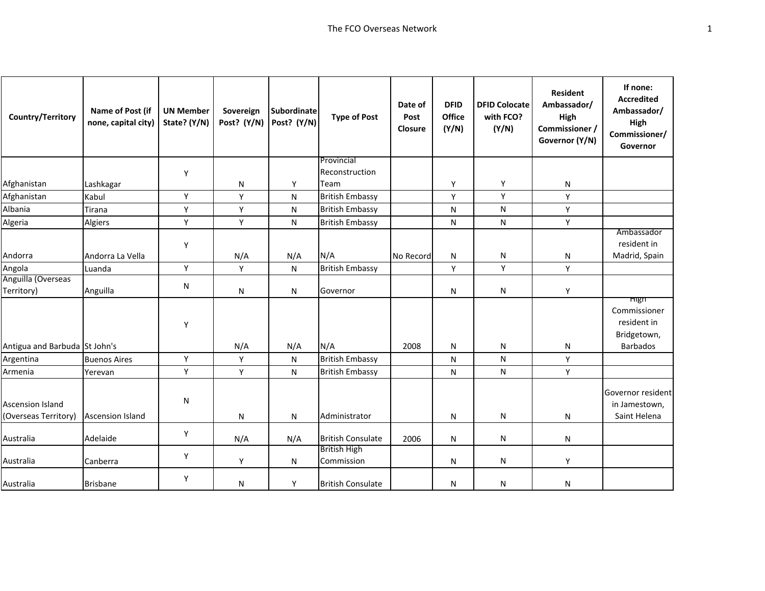| Country/Territory | Name of Post (if none, capital city) | UN Member State? (Y/N) | Sovereign Post? (Y/N) | Subordinate Post? (Y/N) | Type of Post | Date of Post Closure | DFID Office (Y/N) | DFID Colocate with FCO? (Y/N) | Resident Ambassador/ High Commissioner / Governor (Y/N) | If none: Accredited Ambassador/ High Commissioner/ Governor |
|---|---|---|---|---|---|---|---|---|---|---|
| Afghanistan | Lashkagar | Y | N | Y | Provincial Reconstruction Team | | Y | Y | N | |
| Afghanistan | Kabul | Y | Y | N | British Embassy | | Y | Y | Y | |
| Albania | Tirana | Y | Y | N | British Embassy | | N | N | Y | |
| Algeria | Algiers | Y | Y | N | British Embassy | | N | N | Y | |
| Andorra | Andorra La Vella | Y | N/A | N/A | N/A | No Record | N | N | N | Ambassador resident in Madrid, Spain |
| Angola | Luanda | Y | Y | N | British Embassy | | Y | Y | Y | |
| Anguilla (Overseas Territory) | Anguilla | N | N | N | Governor | | N | N | Y | |
| Antigua and Barbuda | St John's | Y | N/A | N/A | N/A | 2008 | N | N | N | High Commissioner resident in Bridgetown, Barbados |
| Argentina | Buenos Aires | Y | Y | N | British Embassy | | N | N | Y | |
| Armenia | Yerevan | Y | Y | N | British Embassy | | N | N | Y | |
| Ascension Island (Overseas Territory) | Ascension Island | N | N | N | Administrator | | N | N | N | Governor resident in Jamestown, Saint Helena |
| Australia | Adelaide | Y | N/A | N/A | British Consulate | 2006 | N | N | N | |
| Australia | Canberra | Y | Y | N | British High Commission | | N | N | Y | |
| Australia | Brisbane | Y | N | Y | British Consulate | | N | N | N | |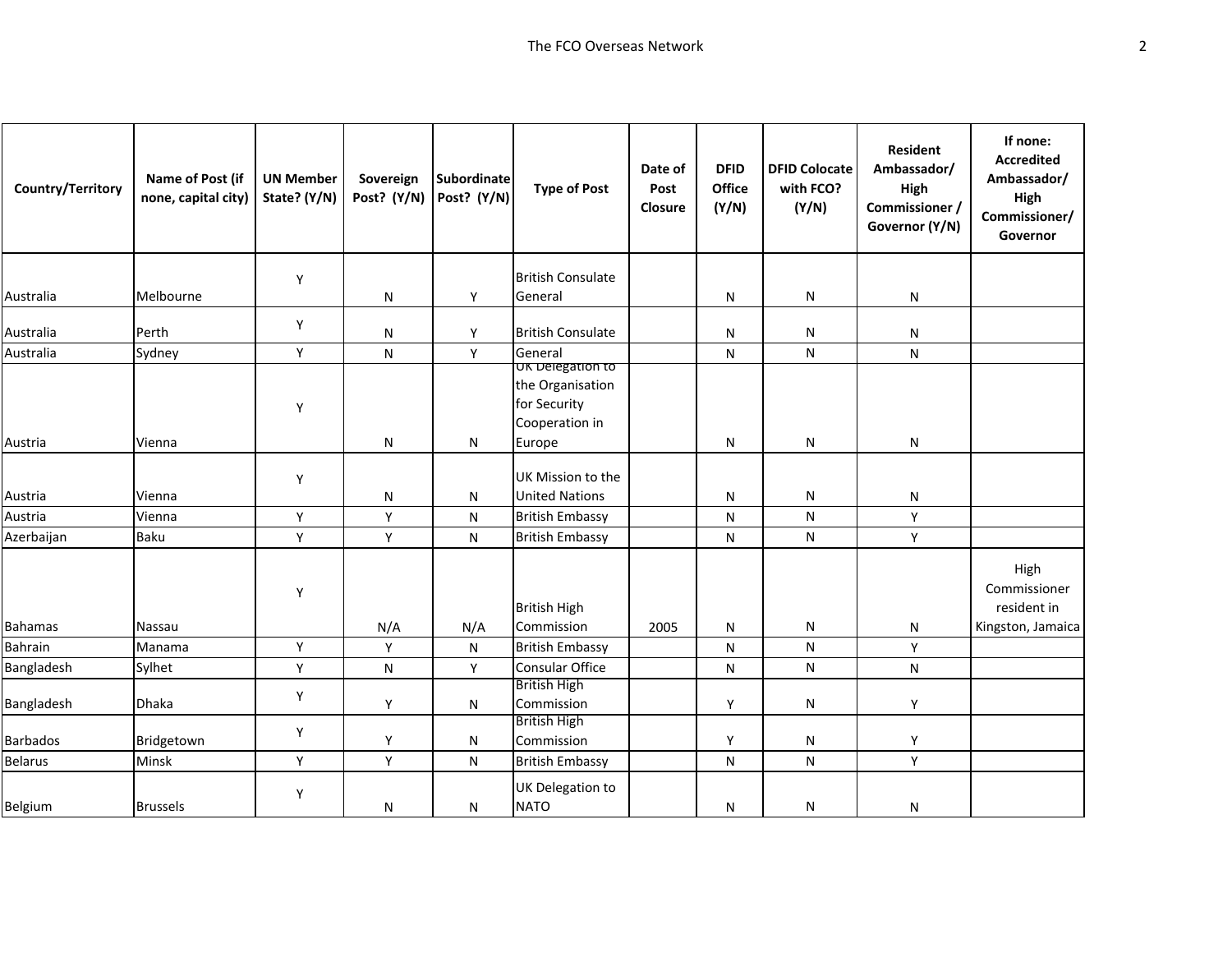| Country/Territory | Name of Post (if none, capital city) | UN Member State? (Y/N) | Sovereign Post? (Y/N) | Subordinate Post? (Y/N) | Type of Post | Date of Post Closure | DFID Office (Y/N) | DFID Colocate with FCO? (Y/N) | Resident Ambassador/ High Commissioner / Governor (Y/N) | If none: Accredited Ambassador/ High Commissioner/ Governor |
|---|---|---|---|---|---|---|---|---|---|---|
| Australia | Melbourne | Y | N | Y | British Consulate General | | N | N | N | |
| Australia | Perth | Y | N | Y | British Consulate | | N | N | N | |
| Australia | Sydney | Y | N | Y | General | | N | N | N | |
| Austria | Vienna | Y | N | N | UK Delegation to the Organisation for Security Cooperation in Europe | | N | N | N | |
| Austria | Vienna | Y | N | N | UK Mission to the United Nations | | N | N | N | |
| Austria | Vienna | Y | Y | N | British Embassy | | N | N | Y | |
| Azerbaijan | Baku | Y | Y | N | British Embassy | | N | N | Y | |
| Bahamas | Nassau | Y | N/A | N/A | British High Commission | 2005 | N | N | N | High Commissioner resident in Kingston, Jamaica |
| Bahrain | Manama | Y | Y | N | British Embassy | | N | N | Y | |
| Bangladesh | Sylhet | Y | N | Y | Consular Office | | N | N | N | |
| Bangladesh | Dhaka | Y | Y | N | British High Commission | | Y | N | Y | |
| Barbados | Bridgetown | Y | Y | N | British High Commission | | Y | N | Y | |
| Belarus | Minsk | Y | Y | N | British Embassy | | N | N | Y | |
| Belgium | Brussels | Y | N | N | UK Delegation to NATO | | N | N | N | |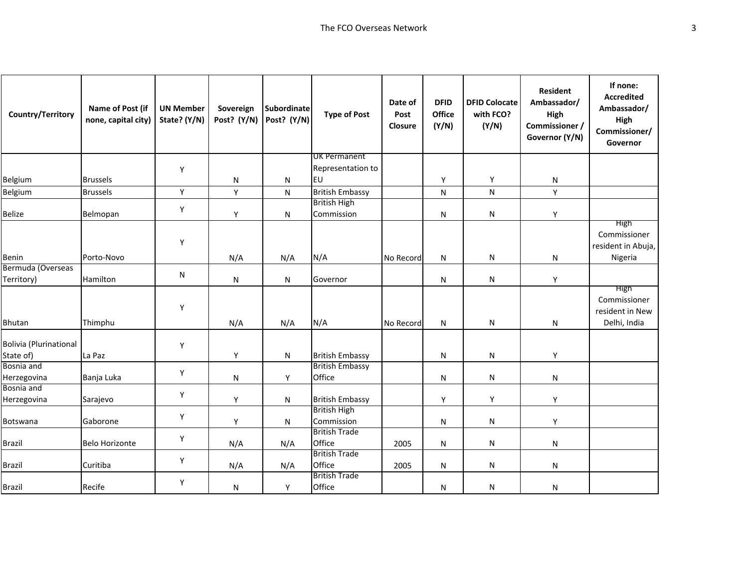| Country/Territory | Name of Post (if none, capital city) | UN Member State? (Y/N) | Sovereign Post? (Y/N) | Subordinate Post? (Y/N) | Type of Post | Date of Post Closure | DFID Office (Y/N) | DFID Colocate with FCO? (Y/N) | Resident Ambassador/ High Commissioner / Governor (Y/N) | If none: Accredited Ambassador/ High Commissioner/ Governor |
|---|---|---|---|---|---|---|---|---|---|---|
| Belgium | Brussels | Y | N | N | UK Permanent Representation to EU | | Y | Y | N | |
| Belgium | Brussels | Y | Y | N | British Embassy | | N | N | Y | |
| Belize | Belmopan | Y | Y | N | British High Commission | | N | N | Y | |
| Benin | Porto-Novo | Y | N/A | N/A | N/A | No Record | N | N | N | High Commissioner resident in Abuja, Nigeria |
| Bermuda (Overseas Territory) | Hamilton | N | N | N | Governor | | N | N | Y | |
| Bhutan | Thimphu | Y | N/A | N/A | N/A | No Record | N | N | N | High Commissioner resident in New Delhi, India |
| Bolivia (Plurinational State of) | La Paz | Y | Y | N | British Embassy | | N | N | Y | |
| Bosnia and Herzegovina | Banja Luka | Y | N | Y | British Embassy Office | | N | N | N | |
| Bosnia and Herzegovina | Sarajevo | Y | Y | N | British Embassy | | Y | Y | Y | |
| Botswana | Gaborone | Y | Y | N | British High Commission | | N | N | Y | |
| Brazil | Belo Horizonte | Y | N/A | N/A | British Trade Office | 2005 | N | N | N | |
| Brazil | Curitiba | Y | N/A | N/A | British Trade Office | 2005 | N | N | N | |
| Brazil | Recife | Y | N | Y | British Trade Office | | N | N | N | |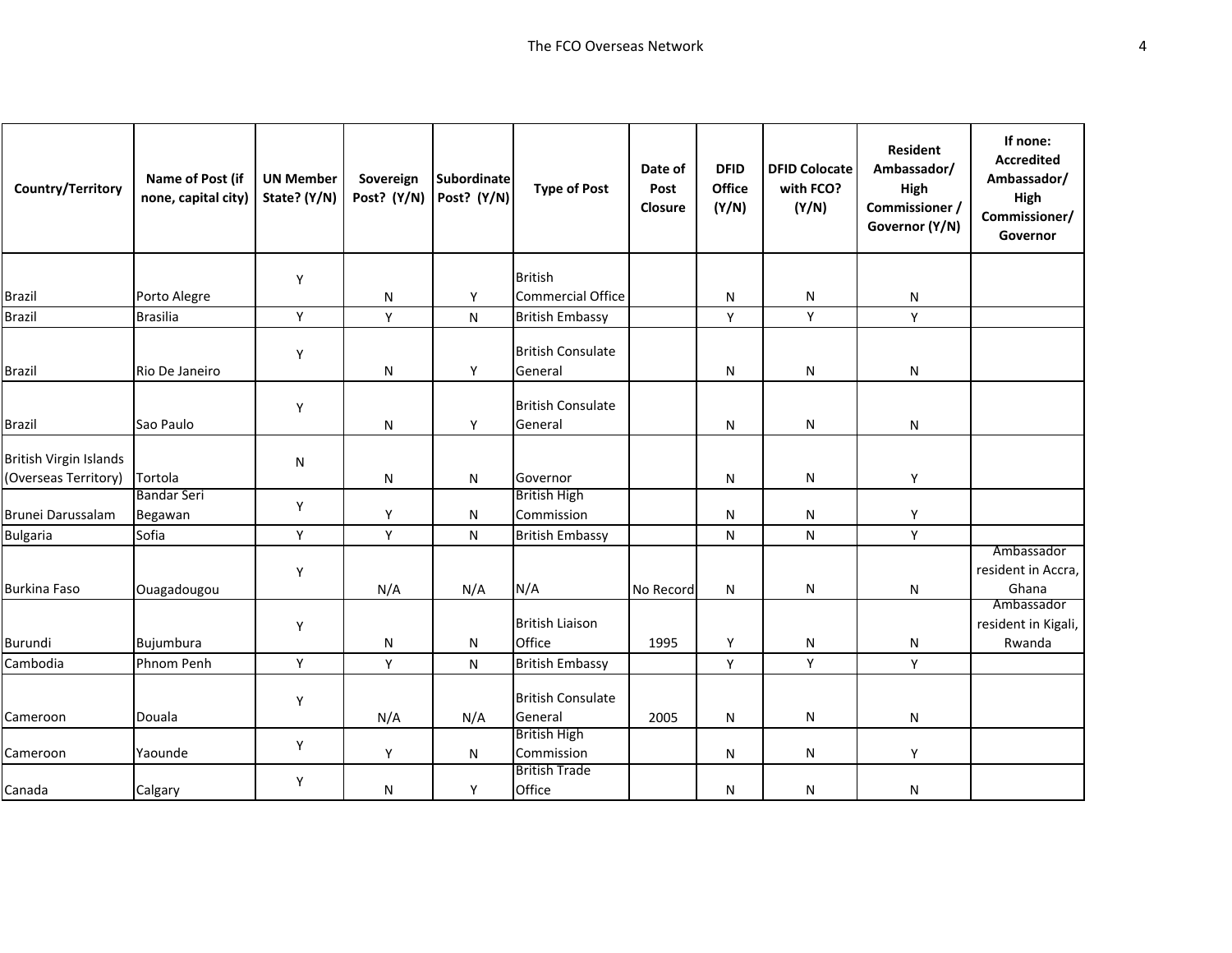| Country/Territory | Name of Post (if none, capital city) | UN Member State? (Y/N) | Sovereign Post? (Y/N) | Subordinate Post? (Y/N) | Type of Post | Date of Post Closure | DFID Office (Y/N) | DFID Colocate with FCO? (Y/N) | Resident Ambassador/ High Commissioner / Governor (Y/N) | If none: Accredited Ambassador/ High Commissioner/ Governor |
|---|---|---|---|---|---|---|---|---|---|---|
| Brazil | Porto Alegre | Y | N | Y | British Commercial Office | | N | N | N | |
| Brazil | Brasilia | Y | Y | N | British Embassy | | Y | Y | Y | |
| Brazil | Rio De Janeiro | Y | N | Y | British Consulate General | | N | N | N | |
| Brazil | Sao Paulo | Y | N | Y | British Consulate General | | N | N | N | |
| British Virgin Islands (Overseas Territory) | Tortola | N | N | N | Governor | | N | N | Y | |
| Brunei Darussalam | Bandar Seri Begawan | Y | Y | N | British High Commission | | N | N | Y | |
| Bulgaria | Sofia | Y | Y | N | British Embassy | | N | N | Y | |
| Burkina Faso | Ouagadougou | Y | N/A | N/A | N/A | No Record | N | N | N | Ambassador resident in Accra, Ghana |
| Burundi | Bujumbura | Y | N | N | British Liaison Office | 1995 | Y | N | N | Ambassador resident in Kigali, Rwanda |
| Cambodia | Phnom Penh | Y | Y | N | British Embassy | | Y | Y | Y | |
| Cameroon | Douala | Y | N/A | N/A | British Consulate General | 2005 | N | N | N | |
| Cameroon | Yaounde | Y | Y | N | British High Commission | | N | N | Y | |
| Canada | Calgary | Y | N | Y | British Trade Office | | N | N | N | |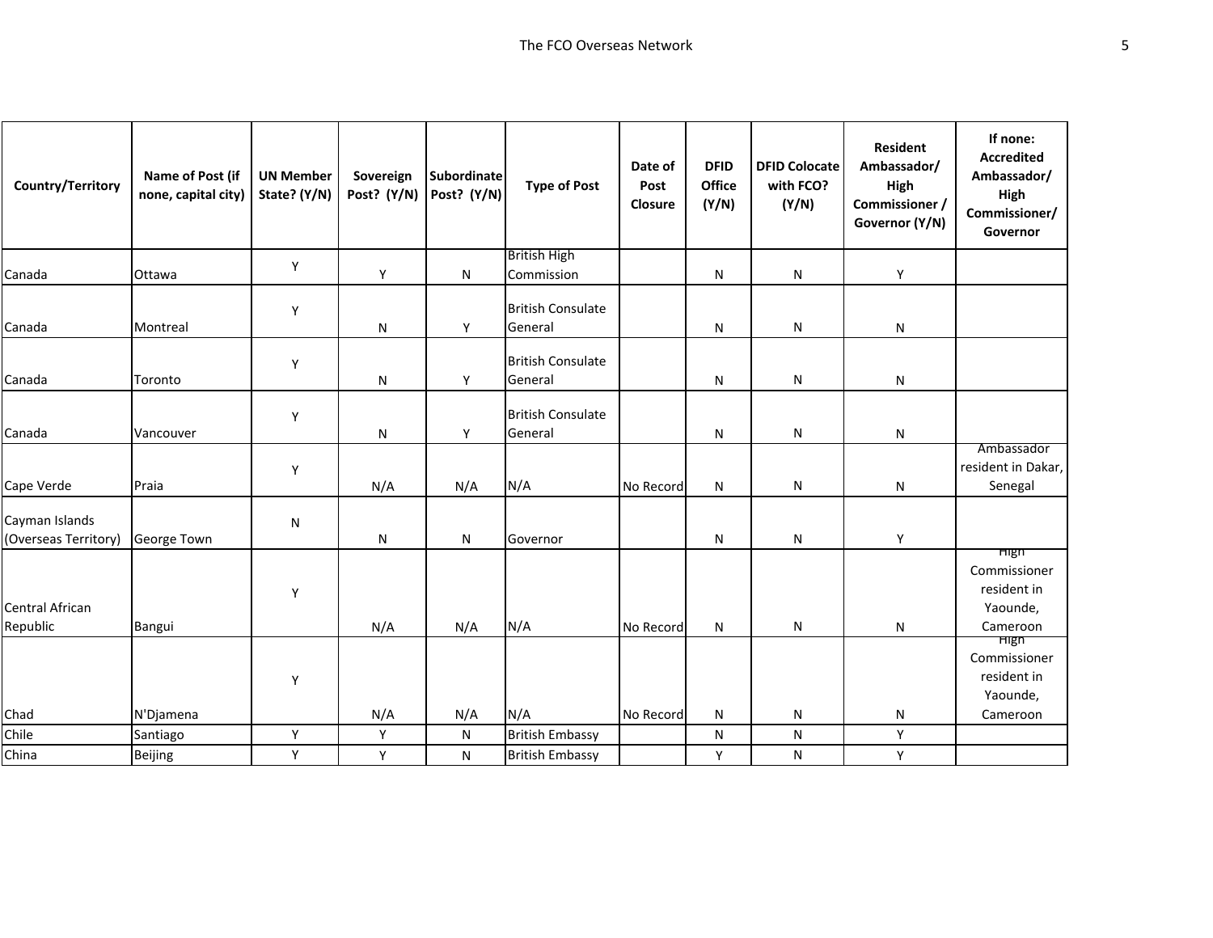| Country/Territory | Name of Post (if none, capital city) | UN Member State? (Y/N) | Sovereign Post? (Y/N) | Subordinate Post? (Y/N) | Type of Post | Date of Post Closure | DFID Office (Y/N) | DFID Colocate with FCO? (Y/N) | Resident Ambassador/ High Commissioner / Governor (Y/N) | If none: Accredited Ambassador/ High Commissioner/ Governor |
|---|---|---|---|---|---|---|---|---|---|---|
| Canada | Ottawa | Y | Y | N | British High Commission | | N | N | Y | |
| Canada | Montreal | Y | N | Y | British Consulate General | | N | N | N | |
| Canada | Toronto | Y | N | Y | British Consulate General | | N | N | N | |
| Canada | Vancouver | Y | N | Y | British Consulate General | | N | N | N | |
| Cape Verde | Praia | Y | N/A | N/A | N/A | No Record | N | N | N | Ambassador resident in Dakar, Senegal |
| Cayman Islands (Overseas Territory) | George Town | N | N | N | Governor | | N | N | Y | |
| Central African Republic | Bangui | Y | N/A | N/A | N/A | No Record | N | N | N | High Commissioner resident in Yaounde, Cameroon |
| Chad | N'Djamena | Y | N/A | N/A | N/A | No Record | N | N | N | High Commissioner resident in Yaounde, Cameroon |
| Chile | Santiago | Y | Y | N | British Embassy | | N | N | Y | |
| China | Beijing | Y | Y | N | British Embassy | | Y | N | Y | |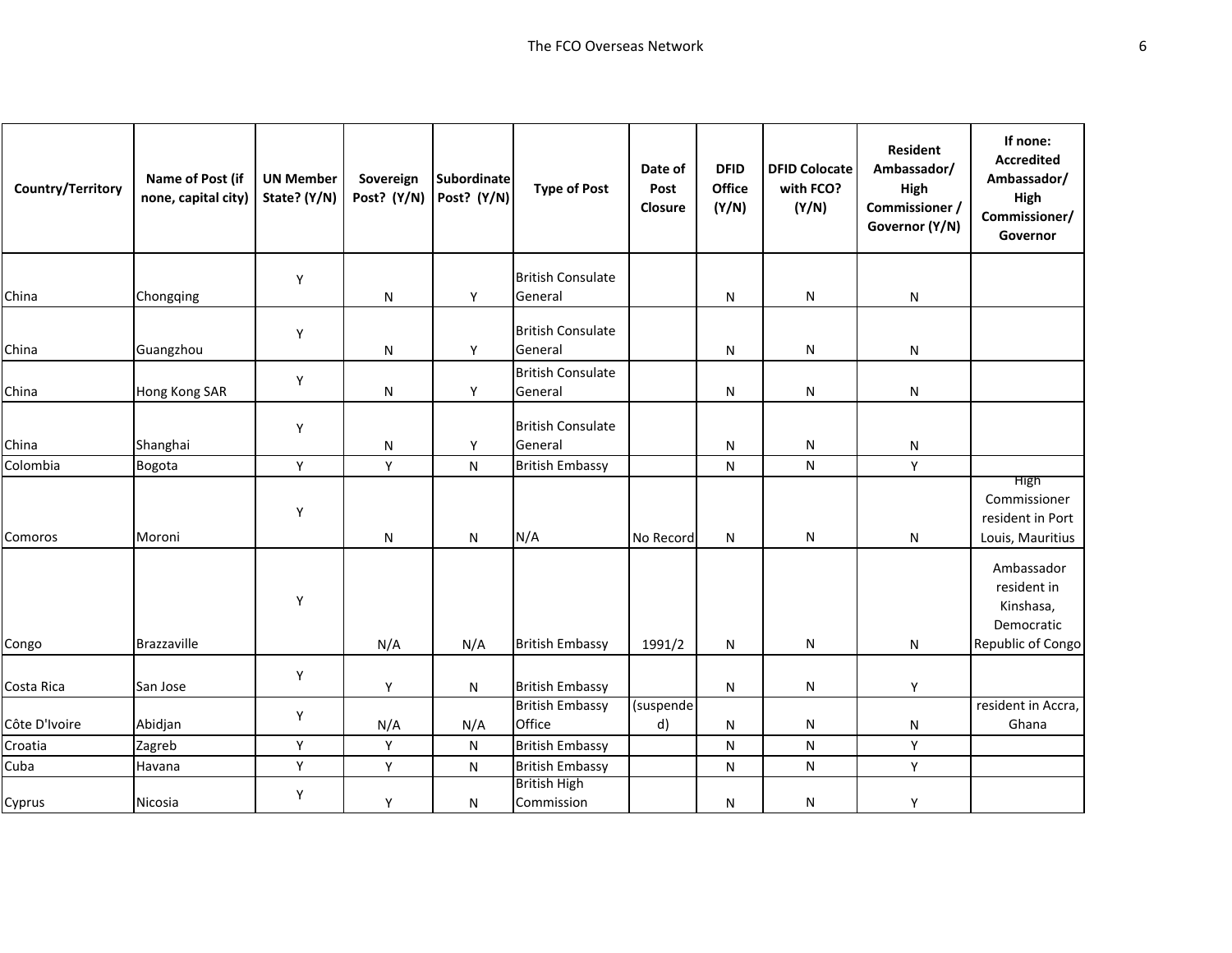| Country/Territory | Name of Post (if none, capital city) | UN Member State? (Y/N) | Sovereign Post? (Y/N) | Subordinate Post? (Y/N) | Type of Post | Date of Post Closure | DFID Office (Y/N) | DFID Colocate with FCO? (Y/N) | Resident Ambassador/ High Commissioner / Governor (Y/N) | If none: Accredited Ambassador/ High Commissioner/ Governor |
|---|---|---|---|---|---|---|---|---|---|---|
| China | Chongqing | Y | N | Y | British Consulate General | | N | N | N | |
| China | Guangzhou | Y | N | Y | British Consulate General | | N | N | N | |
| China | Hong Kong SAR | Y | N | Y | British Consulate General | | N | N | N | |
| China | Shanghai | Y | N | Y | British Consulate General | | N | N | N | |
| Colombia | Bogota | Y | Y | N | British Embassy | | N | N | Y | |
| Comoros | Moroni | Y | N | N | N/A | No Record | N | N | N | High Commissioner resident in Port Louis, Mauritius |
| Congo | Brazzaville | Y | N/A | N/A | British Embassy | 1991/2 | N | N | N | Ambassador resident in Kinshasa, Democratic Republic of Congo |
| Costa Rica | San Jose | Y | Y | N | British Embassy | | N | N | Y | |
| Côte D'Ivoire | Abidjan | Y | N/A | N/A | British Embassy Office | (suspended) | N | N | N | resident in Accra, Ghana |
| Croatia | Zagreb | Y | Y | N | British Embassy | | N | N | Y | |
| Cuba | Havana | Y | Y | N | British Embassy | | N | N | Y | |
| Cyprus | Nicosia | Y | Y | N | British High Commission | | N | N | Y | |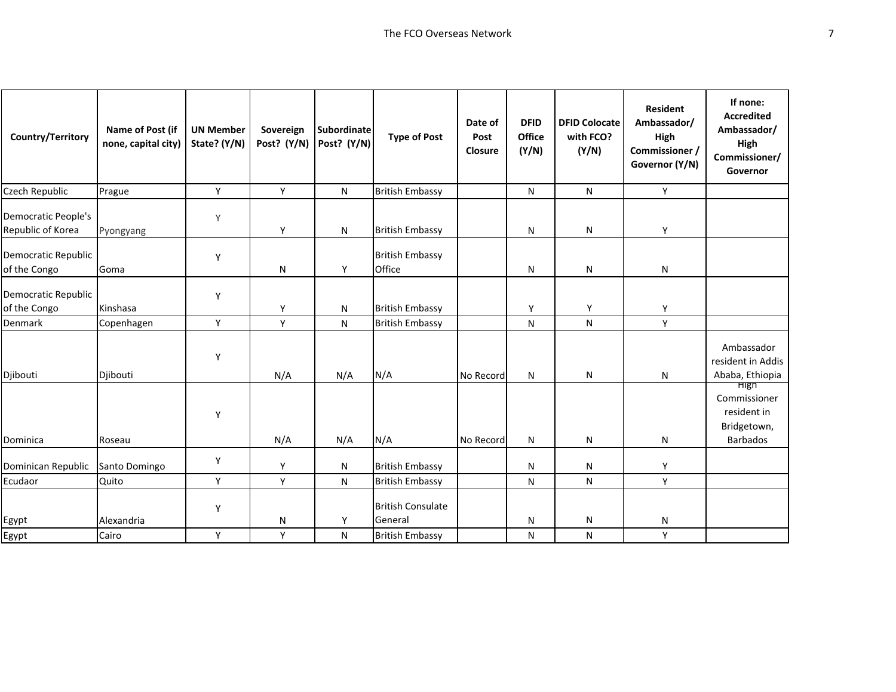| Country/Territory | Name of Post (if none, capital city) | UN Member State? (Y/N) | Sovereign Post? (Y/N) | Subordinate Post? (Y/N) | Type of Post | Date of Post Closure | DFID Office (Y/N) | DFID Colocate with FCO? (Y/N) | Resident Ambassador/ High Commissioner / Governor (Y/N) | If none: Accredited Ambassador/ High Commissioner/ Governor |
|---|---|---|---|---|---|---|---|---|---|---|
| Czech Republic | Prague | Y | Y | N | British Embassy | | N | N | Y | |
| Democratic People's Republic of Korea | Pyongyang | Y | Y | N | British Embassy | | N | N | Y | |
| Democratic Republic of the Congo | Goma | Y | N | Y | British Embassy Office | | N | N | N | |
| Democratic Republic of the Congo | Kinshasa | Y | Y | N | British Embassy | | Y | Y | Y | |
| Denmark | Copenhagen | Y | Y | N | British Embassy | | N | N | Y | |
| Djibouti | Djibouti | Y | N/A | N/A | N/A | No Record | N | N | N | Ambassador resident in Addis Ababa, Ethiopia |
| Dominica | Roseau | Y | N/A | N/A | N/A | No Record | N | N | N | High Commissioner resident in Bridgetown, Barbados |
| Dominican Republic | Santo Domingo | Y | Y | N | British Embassy | | N | N | Y | |
| Ecudaor | Quito | Y | Y | N | British Embassy | | N | N | Y | |
| Egypt | Alexandria | Y | N | Y | British Consulate General | | N | N | N | |
| Egypt | Cairo | Y | Y | N | British Embassy | | N | N | Y | |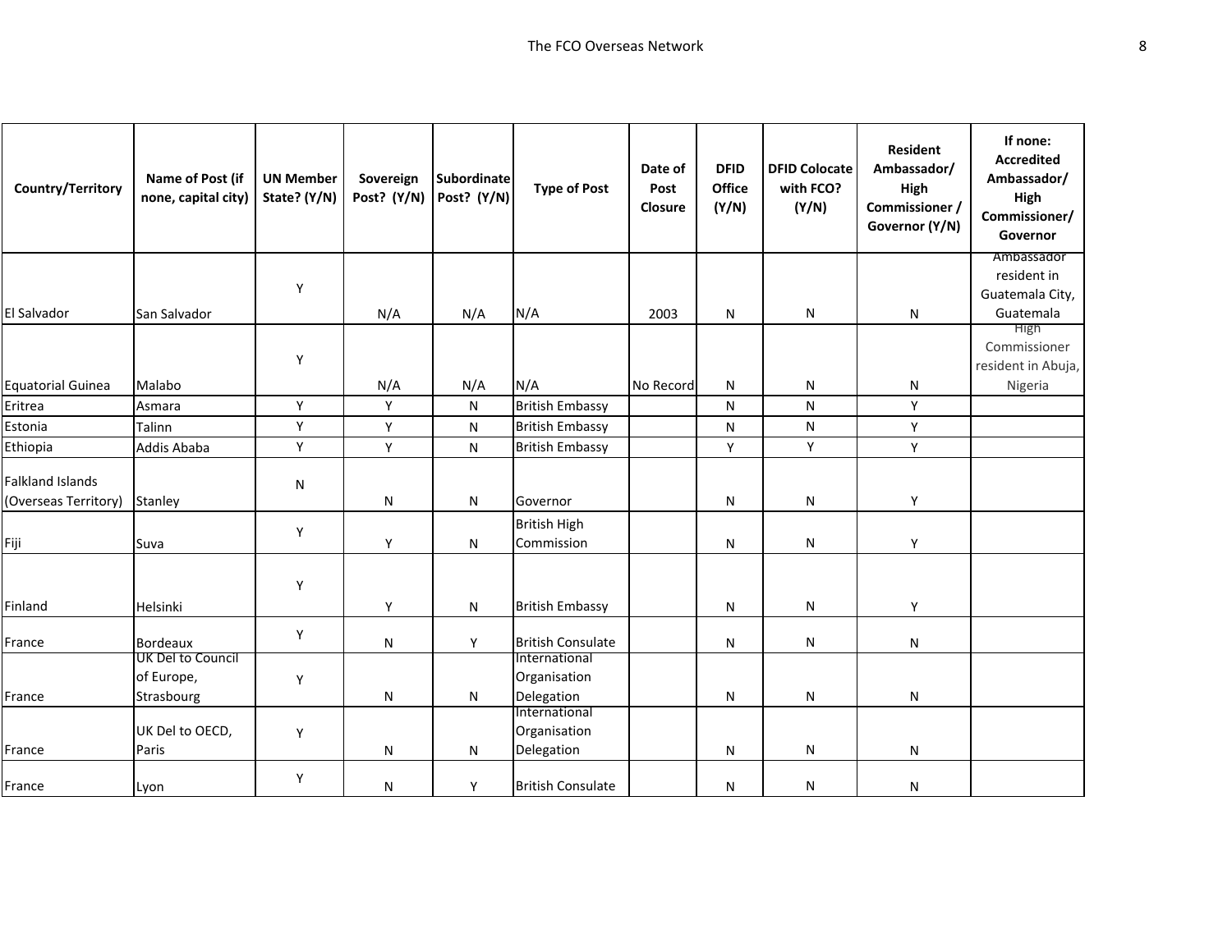| Country/Territory | Name of Post (if none, capital city) | UN Member State? (Y/N) | Sovereign Post? (Y/N) | Subordinate Post? (Y/N) | Type of Post | Date of Post Closure | DFID Office (Y/N) | DFID Colocate with FCO? (Y/N) | Resident Ambassador/ High Commissioner / Governor (Y/N) | If none: Accredited Ambassador/ High Commissioner/ Governor |
|---|---|---|---|---|---|---|---|---|---|---|
| El Salvador | San Salvador | Y | N/A | N/A | N/A | 2003 | N | N | N | Ambassador resident in Guatemala City, Guatemala |
| Equatorial Guinea | Malabo | Y | N/A | N/A | N/A | No Record | N | N | N | High Commissioner resident in Abuja, Nigeria |
| Eritrea | Asmara | Y | Y | N | British Embassy | | N | N | Y | |
| Estonia | Talinn | Y | Y | N | British Embassy | | N | N | Y | |
| Ethiopia | Addis Ababa | Y | Y | N | British Embassy | | Y | Y | Y | |
| Falkland Islands (Overseas Territory) | Stanley | N | N | N | Governor | | N | N | Y | |
| Fiji | Suva | Y | Y | N | British High Commission | | N | N | Y | |
| Finland | Helsinki | Y | Y | N | British Embassy | | N | N | Y | |
| France | Bordeaux | Y | N | Y | British Consulate | | N | N | N | |
| France | UK Del to Council of Europe, Strasbourg | Y | N | N | International Organisation Delegation | | N | N | N | |
| France | UK Del to OECD, Paris | Y | N | N | International Organisation Delegation | | N | N | N | |
| France | Lyon | Y | N | Y | British Consulate | | N | N | N | |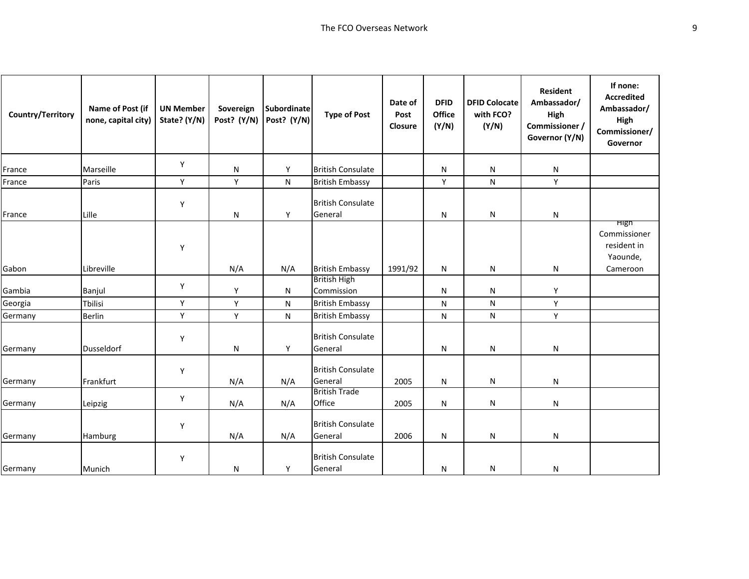| Country/Territory | Name of Post (if none, capital city) | UN Member State? (Y/N) | Sovereign Post? (Y/N) | Subordinate Post? (Y/N) | Type of Post | Date of Post Closure | DFID Office (Y/N) | DFID Colocate with FCO? (Y/N) | Resident Ambassador/ High Commissioner / Governor (Y/N) | If none: Accredited Ambassador/ High Commissioner/ Governor |
|---|---|---|---|---|---|---|---|---|---|---|
| France | Marseille | Y | N | Y | British Consulate | | N | N | N | |
| France | Paris | Y | Y | N | British Embassy | | Y | N | Y | |
| France | Lille | Y | N | Y | British Consulate General | | N | N | N | |
| Gabon | Libreville | Y | N/A | N/A | British Embassy | 1991/92 | N | N | N | High Commissioner resident in Yaounde, Cameroon |
| Gambia | Banjul | Y | Y | N | British High Commission | | N | N | Y | |
| Georgia | Tbilisi | Y | Y | N | British Embassy | | N | N | Y | |
| Germany | Berlin | Y | Y | N | British Embassy | | N | N | Y | |
| Germany | Dusseldorf | Y | N | Y | British Consulate General | | N | N | N | |
| Germany | Frankfurt | Y | N/A | N/A | British Consulate General | 2005 | N | N | N | |
| Germany | Leipzig | Y | N/A | N/A | British Trade Office | 2005 | N | N | N | |
| Germany | Hamburg | Y | N/A | N/A | British Consulate General | 2006 | N | N | N | |
| Germany | Munich | Y | N | Y | British Consulate General | | N | N | N | |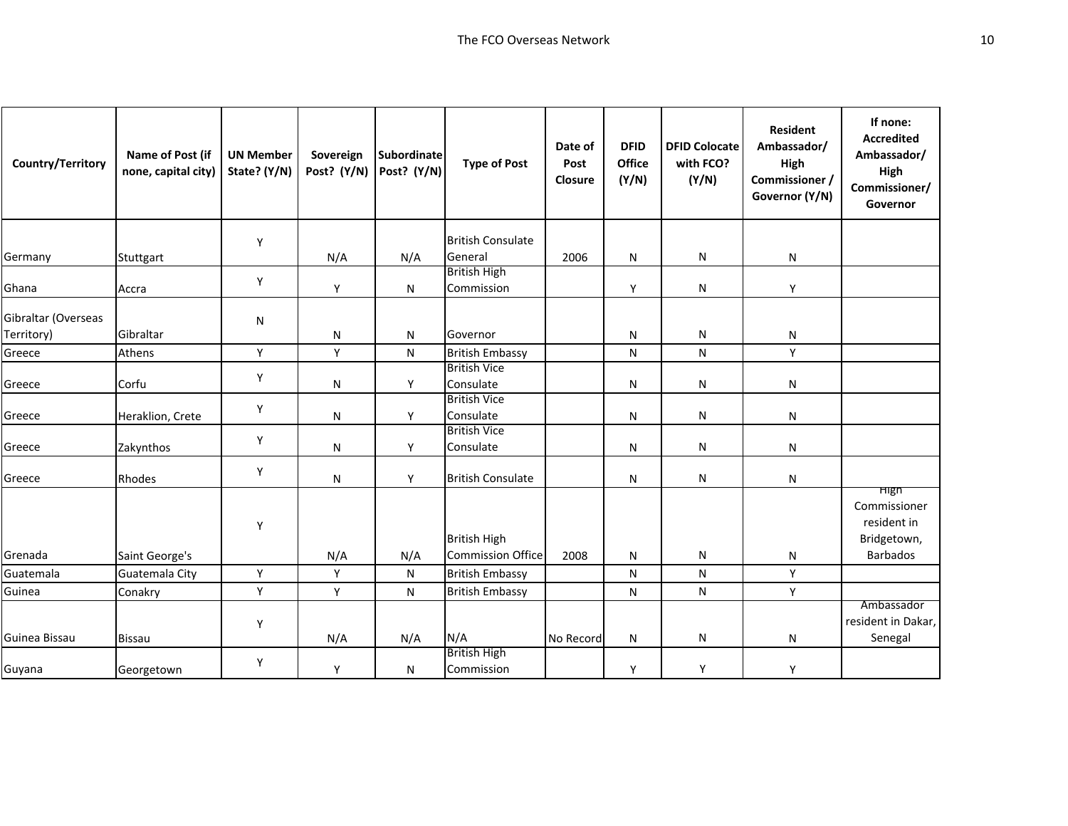| Country/Territory | Name of Post (if none, capital city) | UN Member State? (Y/N) | Sovereign Post? (Y/N) | Subordinate Post? (Y/N) | Type of Post | Date of Post Closure | DFID Office (Y/N) | DFID Colocate with FCO? (Y/N) | Resident Ambassador/ High Commissioner / Governor (Y/N) | If none: Accredited Ambassador/ High Commissioner/ Governor |
|---|---|---|---|---|---|---|---|---|---|---|
| Germany | Stuttgart | Y | N/A | N/A | British Consulate General | 2006 | N | N | N | |
| Ghana | Accra | Y | Y | N | British High Commission | | Y | N | Y | |
| Gibraltar (Overseas Territory) | Gibraltar | N | N | N | Governor | | N | N | N | |
| Greece | Athens | Y | Y | N | British Embassy | | N | N | Y | |
| Greece | Corfu | Y | N | Y | British Vice Consulate | | N | N | N | |
| Greece | Heraklion, Crete | Y | N | Y | British Vice Consulate | | N | N | N | |
| Greece | Zakynthos | Y | N | Y | British Vice Consulate | | N | N | N | |
| Greece | Rhodes | Y | N | Y | British Consulate | | N | N | N | |
| Grenada | Saint George's | Y | N/A | N/A | British High Commission Office | 2008 | N | N | N | High Commissioner resident in Bridgetown, Barbados |
| Guatemala | Guatemala City | Y | Y | N | British Embassy | | N | N | Y | |
| Guinea | Conakry | Y | Y | N | British Embassy | | N | N | Y | |
| Guinea Bissau | Bissau | Y | N/A | N/A | N/A | No Record | N | N | N | Ambassador resident in Dakar, Senegal |
| Guyana | Georgetown | Y | Y | N | British High Commission | | Y | Y | Y | |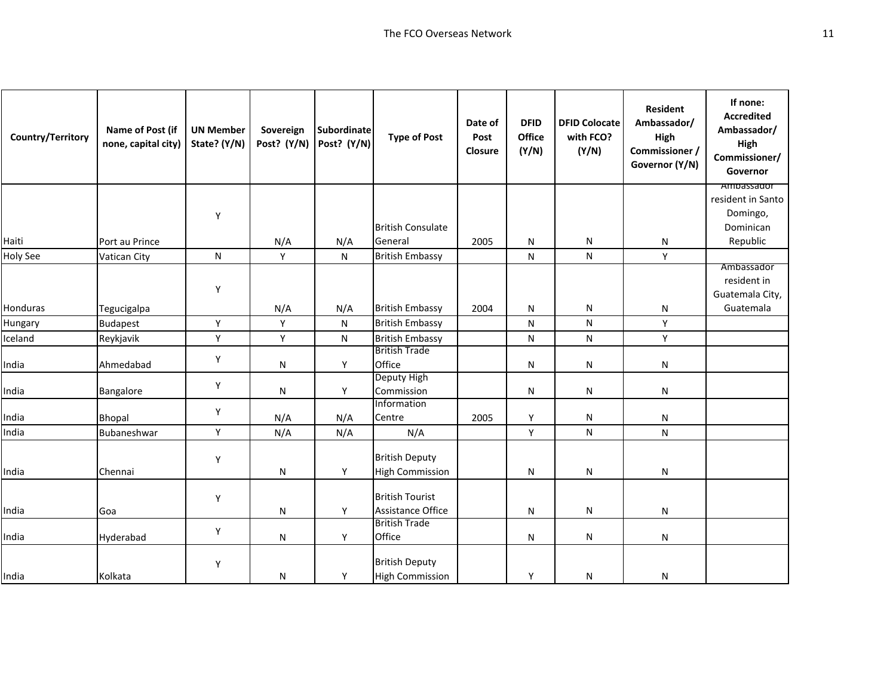| Country/Territory | Name of Post (if none, capital city) | UN Member State? (Y/N) | Sovereign Post? (Y/N) | Subordinate Post? (Y/N) | Type of Post | Date of Post Closure | DFID Office (Y/N) | DFID Colocate with FCO? (Y/N) | Resident Ambassador/ High Commissioner / Governor (Y/N) | If none: Accredited Ambassador/ High Commissioner/ Governor |
|---|---|---|---|---|---|---|---|---|---|---|
| Haiti | Port au Prince | Y | N/A | N/A | British Consulate General | 2005 | N | N | N | Ambassador resident in Santo Domingo, Dominican Republic |
| Holy See | Vatican City | N | Y | N | British Embassy | | N | N | Y | |
| Honduras | Tegucigalpa | Y | N/A | N/A | British Embassy | 2004 | N | N | N | Ambassador resident in Guatemala City, Guatemala |
| Hungary | Budapest | Y | Y | N | British Embassy | | N | N | Y | |
| Iceland | Reykjavik | Y | Y | N | British Embassy | | N | N | Y | |
| India | Ahmedabad | Y | N | Y | British Trade Office | | N | N | N | |
| India | Bangalore | Y | N | Y | Deputy High Commission | | N | N | N | |
| India | Bhopal | Y | N/A | N/A | Information Centre | 2005 | Y | N | N | |
| India | Bubaneshwar | Y | N/A | N/A | N/A | | Y | N | N | |
| India | Chennai | Y | N | Y | British Deputy High Commission | | N | N | N | |
| India | Goa | Y | N | Y | British Tourist Assistance Office | | N | N | N | |
| India | Hyderabad | Y | N | Y | British Trade Office | | N | N | N | |
| India | Kolkata | Y | N | Y | British Deputy High Commission | | Y | N | N | |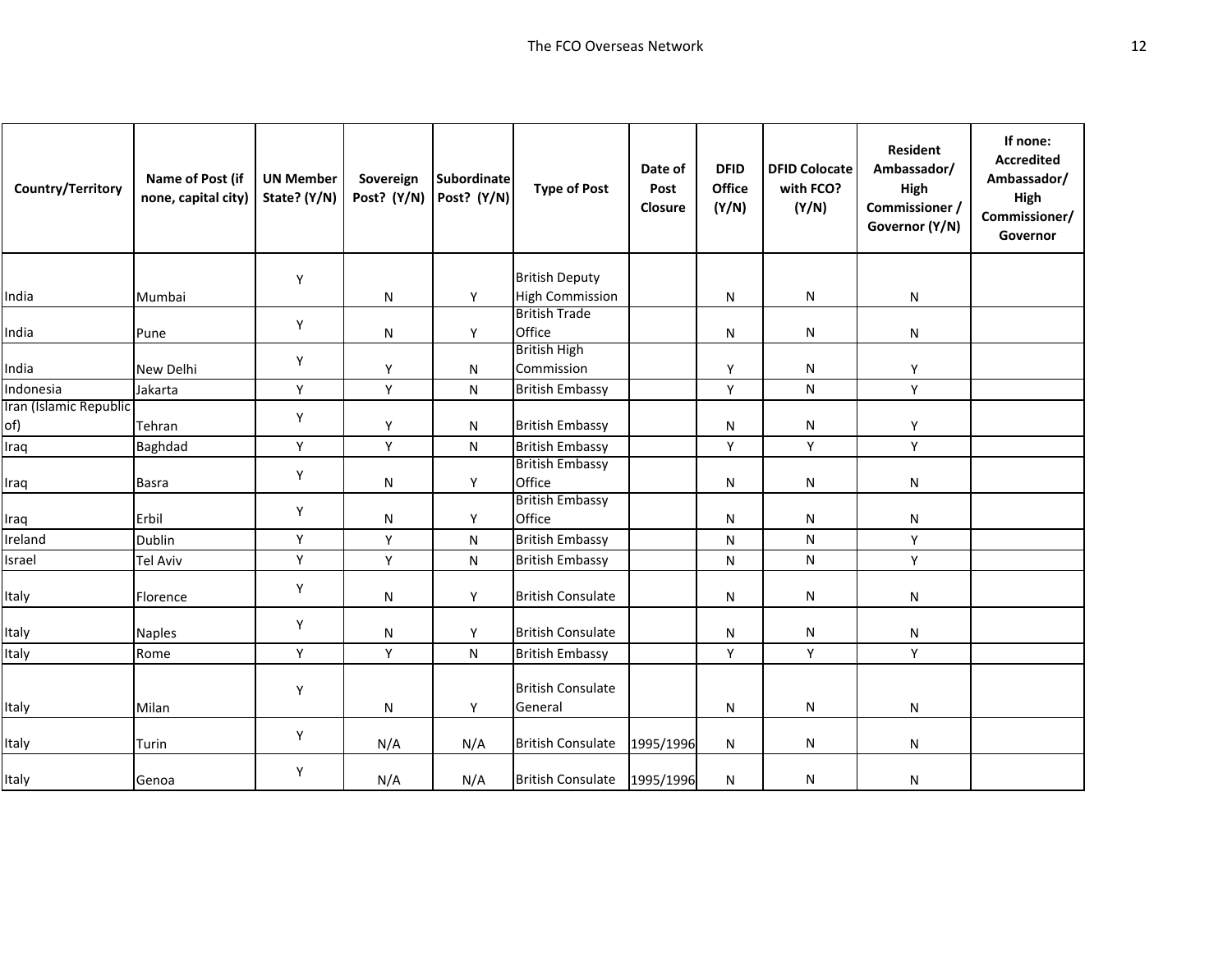| Country/Territory | Name of Post (if none, capital city) | UN Member State? (Y/N) | Sovereign Post? (Y/N) | Subordinate Post? (Y/N) | Type of Post | Date of Post Closure | DFID Office (Y/N) | DFID Colocate with FCO? (Y/N) | Resident Ambassador/ High Commissioner / Governor (Y/N) | If none: Accredited Ambassador/ High Commissioner/ Governor |
|---|---|---|---|---|---|---|---|---|---|---|
| India | Mumbai | Y | N | Y | British Deputy High Commission | | N | N | N | |
| India | Pune | Y | N | Y | British Trade Office | | N | N | N | |
| India | New Delhi | Y | Y | N | British High Commission | | Y | N | Y | |
| Indonesia | Jakarta | Y | Y | N | British Embassy | | Y | N | Y | |
| Iran (Islamic Republic of) | Tehran | Y | Y | N | British Embassy | | N | N | Y | |
| Iraq | Baghdad | Y | Y | N | British Embassy | | Y | Y | Y | |
| Iraq | Basra | Y | N | Y | British Embassy Office | | N | N | N | |
| Iraq | Erbil | Y | N | Y | British Embassy Office | | N | N | N | |
| Ireland | Dublin | Y | Y | N | British Embassy | | N | N | Y | |
| Israel | Tel Aviv | Y | Y | N | British Embassy | | N | N | Y | |
| Italy | Florence | Y | N | Y | British Consulate | | N | N | N | |
| Italy | Naples | Y | N | Y | British Consulate | | N | N | N | |
| Italy | Rome | Y | Y | N | British Embassy | | Y | Y | Y | |
| Italy | Milan | Y | N | Y | British Consulate General | | N | N | N | |
| Italy | Turin | Y | N/A | N/A | British Consulate | 1995/1996 | N | N | N | |
| Italy | Genoa | Y | N/A | N/A | British Consulate | 1995/1996 | N | N | N | |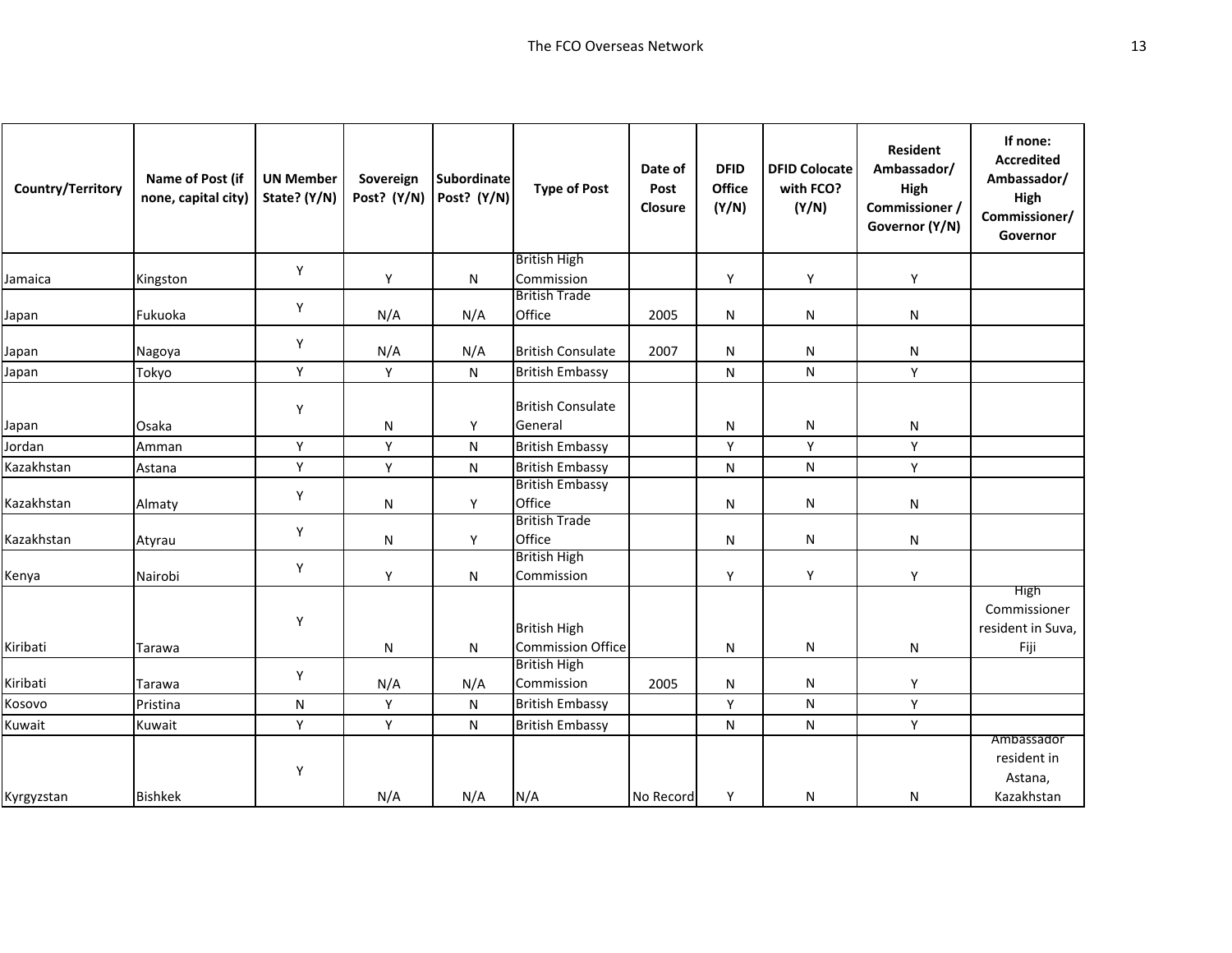| Country/Territory | Name of Post (if none, capital city) | UN Member State? (Y/N) | Sovereign Post? (Y/N) | Subordinate Post? (Y/N) | Type of Post | Date of Post Closure | DFID Office (Y/N) | DFID Colocate with FCO? (Y/N) | Resident Ambassador/ High Commissioner / Governor (Y/N) | If none: Accredited Ambassador/ High Commissioner/ Governor |
|---|---|---|---|---|---|---|---|---|---|---|
| Jamaica | Kingston | Y | Y | N | British High Commission | | Y | Y | Y | |
| Japan | Fukuoka | Y | N/A | N/A | British Trade Office | 2005 | N | N | N | |
| Japan | Nagoya | Y | N/A | N/A | British Consulate | 2007 | N | N | N | |
| Japan | Tokyo | Y | Y | N | British Embassy | | N | N | Y | |
| Japan | Osaka | Y | N | Y | British Consulate General | | N | N | N | |
| Jordan | Amman | Y | Y | N | British Embassy | | Y | Y | Y | |
| Kazakhstan | Astana | Y | Y | N | British Embassy | | N | N | Y | |
| Kazakhstan | Almaty | Y | N | Y | British Embassy Office | | N | N | N | |
| Kazakhstan | Atyrau | Y | N | Y | British Trade Office | | N | N | N | |
| Kenya | Nairobi | Y | Y | N | British High Commission | | Y | Y | Y | |
| Kiribati | Tarawa | Y | N | N | British High Commission Office | | N | N | N | High Commissioner resident in Suva, Fiji |
| Kiribati | Tarawa | Y | N/A | N/A | British High Commission | 2005 | N | N | Y | |
| Kosovo | Pristina | N | Y | N | British Embassy | | Y | N | Y | |
| Kuwait | Kuwait | Y | Y | N | British Embassy | | N | N | Y | |
| Kyrgyzstan | Bishkek | Y | N/A | N/A | N/A | No Record | Y | N | N | Ambassador resident in Astana, Kazakhstan |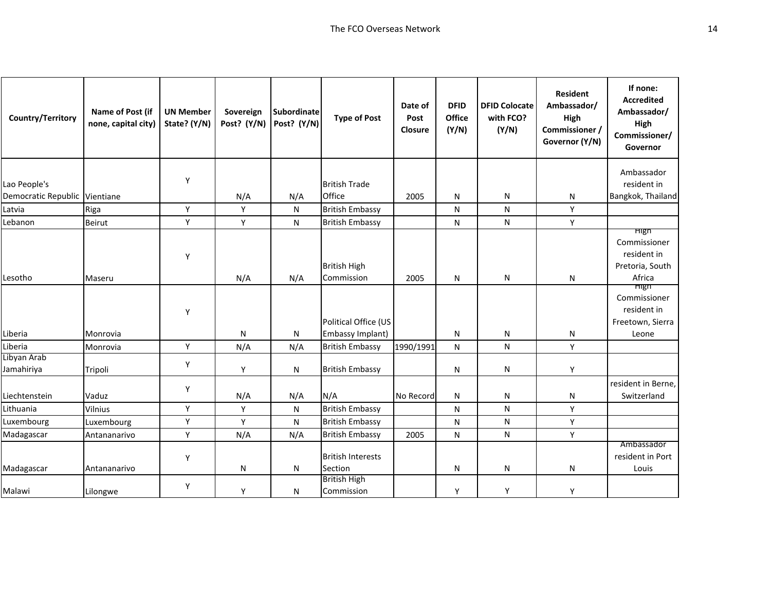| Country/Territory | Name of Post (if none, capital city) | UN Member State? (Y/N) | Sovereign Post? (Y/N) | Subordinate Post? (Y/N) | Type of Post | Date of Post Closure | DFID Office (Y/N) | DFID Colocate with FCO? (Y/N) | Resident Ambassador/ High Commissioner / Governor (Y/N) | If none: Accredited Ambassador/ High Commissioner/ Governor |
|---|---|---|---|---|---|---|---|---|---|---|
| Lao People's Democratic Republic | Vientiane | Y | N/A | N/A | British Trade Office | 2005 | N | N | N | Ambassador resident in Bangkok, Thailand |
| Latvia | Riga | Y | Y | N | British Embassy | | N | N | Y | |
| Lebanon | Beirut | Y | Y | N | British Embassy | | N | N | Y | |
| Lesotho | Maseru | Y | N/A | N/A | British High Commission | 2005 | N | N | N | High Commissioner resident in Pretoria, South Africa |
| Liberia | Monrovia | Y | N | N | Political Office (US Embassy Implant) | | N | N | N | High Commissioner resident in Freetown, Sierra Leone |
| Liberia | Monrovia | Y | N/A | N/A | British Embassy | 1990/1991 | N | N | Y | |
| Libyan Arab Jamahiriya | Tripoli | Y | Y | N | British Embassy | | N | N | Y | |
| Liechtenstein | Vaduz | Y | N/A | N/A | N/A | No Record | N | N | N | resident in Berne, Switzerland |
| Lithuania | Vilnius | Y | Y | N | British Embassy | | N | N | Y | |
| Luxembourg | Luxembourg | Y | Y | N | British Embassy | | N | N | Y | |
| Madagascar | Antananarivo | Y | N/A | N/A | British Embassy | 2005 | N | N | Y | |
| Madagascar | Antananarivo | Y | N | N | British Interests Section | | N | N | N | Ambassador resident in Port Louis |
| Malawi | Lilongwe | Y | Y | N | British High Commission | | Y | Y | Y | |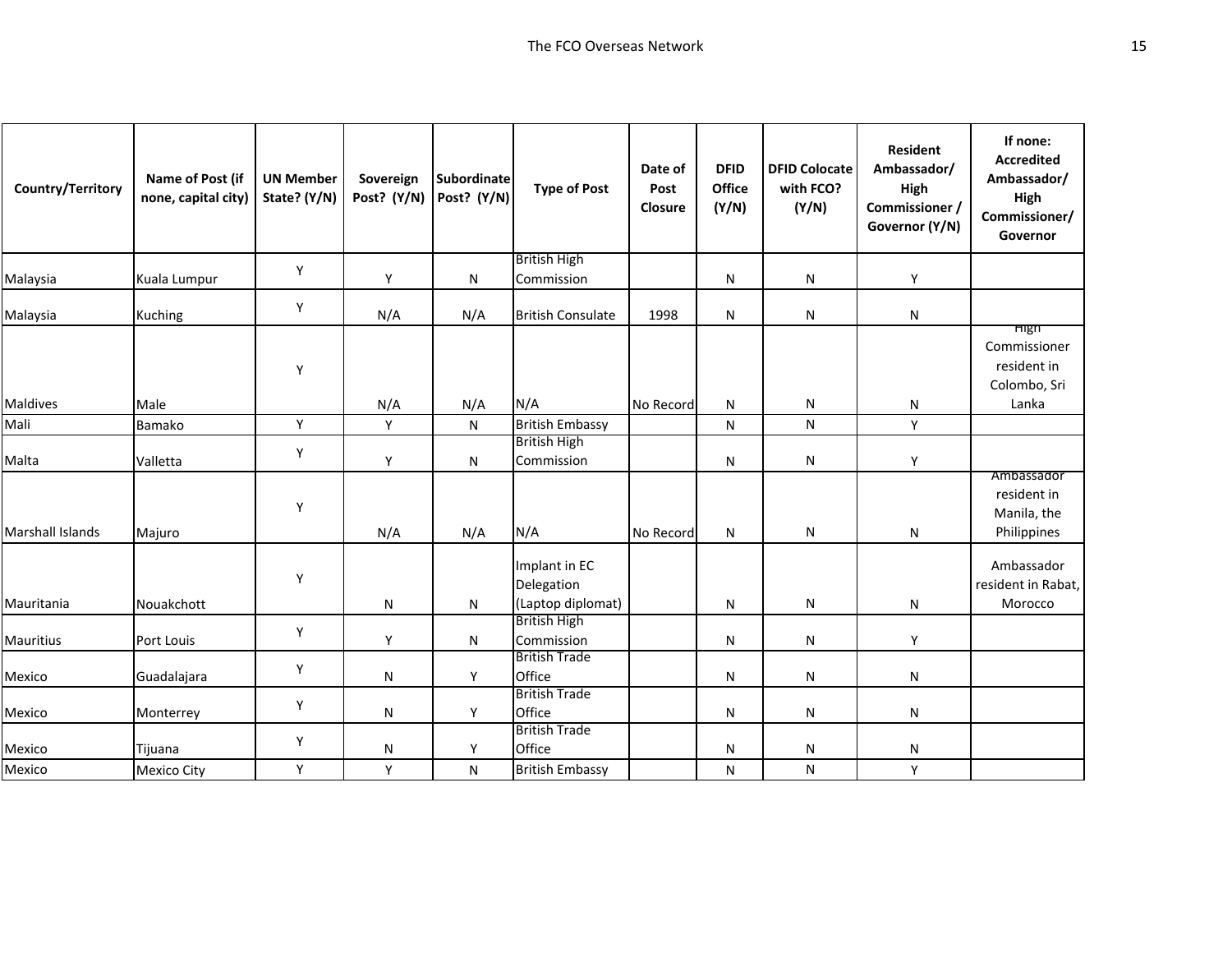| Country/Territory | Name of Post (if none, capital city) | UN Member State? (Y/N) | Sovereign Post? (Y/N) | Subordinate Post? (Y/N) | Type of Post | Date of Post Closure | DFID Office (Y/N) | DFID Colocate with FCO? (Y/N) | Resident Ambassador/ High Commissioner / Governor (Y/N) | If none: Accredited Ambassador/ High Commissioner/ Governor |
|---|---|---|---|---|---|---|---|---|---|---|
| Malaysia | Kuala Lumpur | Y | Y | N | British High Commission | | N | N | Y | |
| Malaysia | Kuching | Y | N/A | N/A | British Consulate | 1998 | N | N | N | |
| Maldives | Male | Y | N/A | N/A | N/A | No Record | N | N | N | High Commissioner resident in Colombo, Sri Lanka |
| Mali | Bamako | Y | Y | N | British Embassy | | N | N | Y | |
| Malta | Valletta | Y | Y | N | British High Commission | | N | N | Y | |
| Marshall Islands | Majuro | Y | N/A | N/A | N/A | No Record | N | N | N | Ambassador resident in Manila, the Philippines |
| Mauritania | Nouakchott | Y | N | N | Implant in EC Delegation (Laptop diplomat) | | N | N | N | Ambassador resident in Rabat, Morocco |
| Mauritius | Port Louis | Y | Y | N | British High Commission | | N | N | Y | |
| Mexico | Guadalajara | Y | N | Y | British Trade Office | | N | N | N | |
| Mexico | Monterrey | Y | N | Y | British Trade Office | | N | N | N | |
| Mexico | Tijuana | Y | N | Y | British Trade Office | | N | N | N | |
| Mexico | Mexico City | Y | Y | N | British Embassy | | N | N | Y | |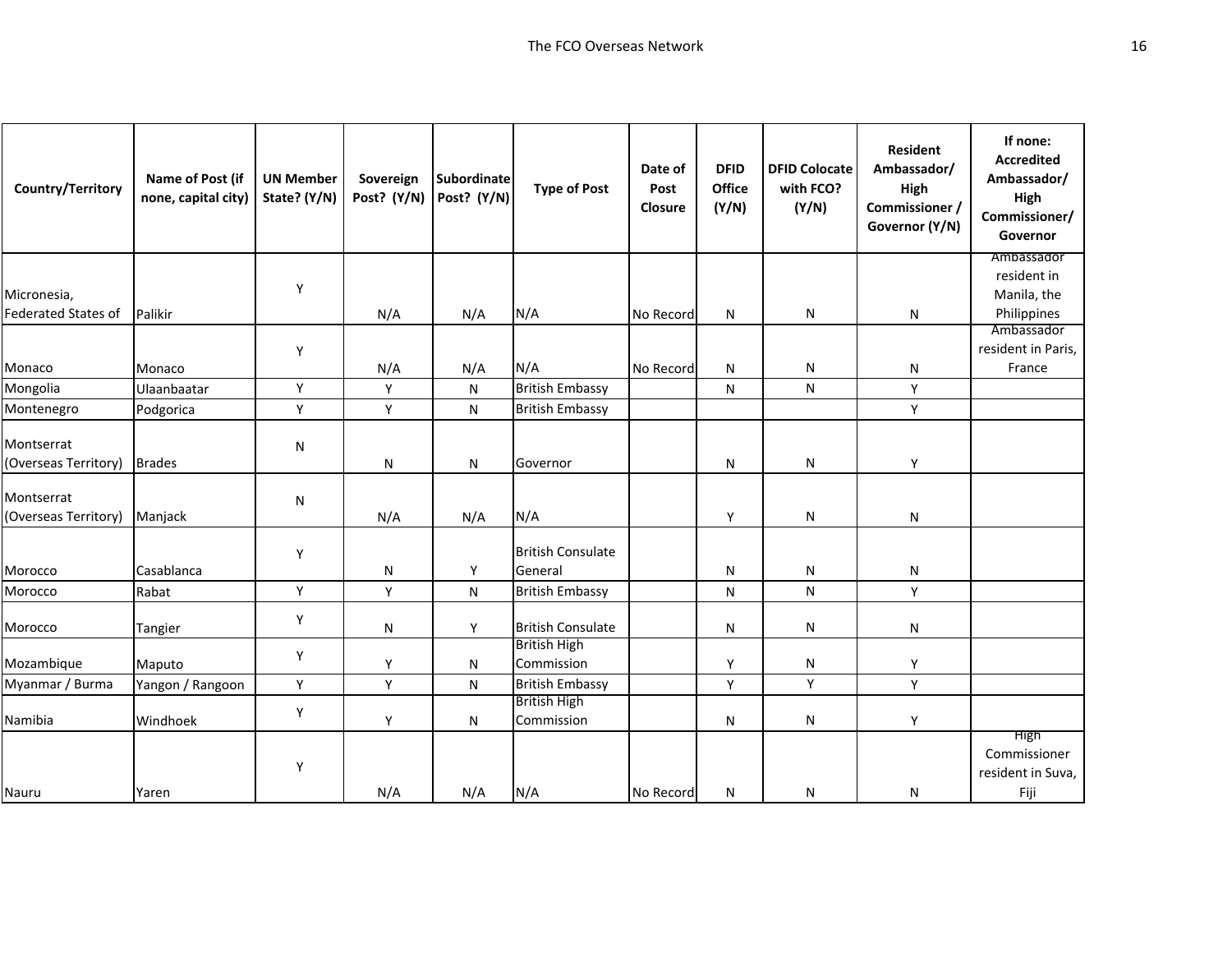| Country/Territory | Name of Post (if none, capital city) | UN Member State? (Y/N) | Sovereign Post? (Y/N) | Subordinate Post? (Y/N) | Type of Post | Date of Post Closure | DFID Office (Y/N) | DFID Colocate with FCO? (Y/N) | Resident Ambassador/ High Commissioner / Governor (Y/N) | If none: Accredited Ambassador/ High Commissioner/ Governor |
|---|---|---|---|---|---|---|---|---|---|---|
| Micronesia, Federated States of | Palikir | Y | N/A | N/A | N/A | No Record | N | N | N | Ambassador resident in Manila, the Philippines |
| Monaco | Monaco | Y | N/A | N/A | N/A | No Record | N | N | N | Ambassador resident in Paris, France |
| Mongolia | Ulaanbaatar | Y | Y | N | British Embassy | | N | N | Y | |
| Montenegro | Podgorica | Y | Y | N | British Embassy | | | | Y | |
| Montserrat (Overseas Territory) | Brades | N | N | N | Governor | | N | N | Y | |
| Montserrat (Overseas Territory) | Manjack | N | N/A | N/A | N/A | | Y | N | N | |
| Morocco | Casablanca | Y | N | Y | British Consulate General | | N | N | N | |
| Morocco | Rabat | Y | Y | N | British Embassy | | N | N | Y | |
| Morocco | Tangier | Y | N | Y | British Consulate | | N | N | N | |
| Mozambique | Maputo | Y | Y | N | British High Commission | | Y | N | Y | |
| Myanmar / Burma | Yangon / Rangoon | Y | Y | N | British Embassy | | Y | Y | Y | |
| Namibia | Windhoek | Y | Y | N | British High Commission | | N | N | Y | |
| Nauru | Yaren | Y | N/A | N/A | N/A | No Record | N | N | N | High Commissioner resident in Suva, Fiji |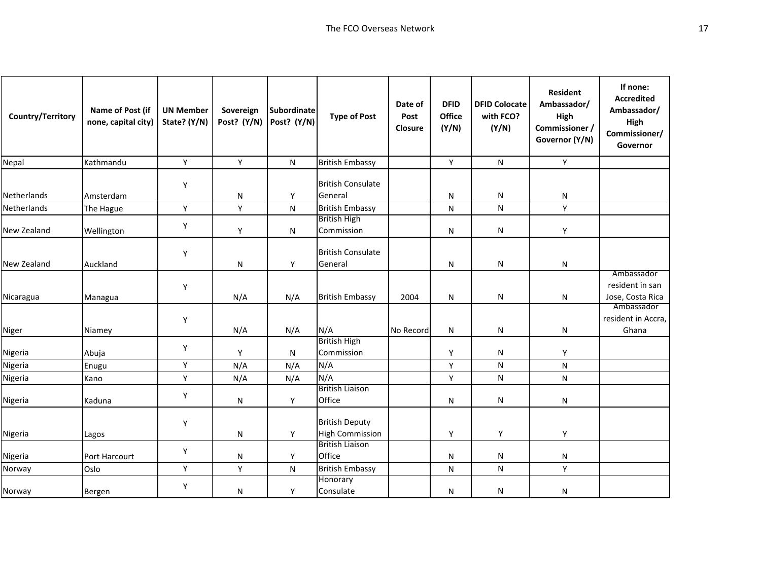| Country/Territory | Name of Post (if none, capital city) | UN Member State? (Y/N) | Sovereign Post? (Y/N) | Subordinate Post? (Y/N) | Type of Post | Date of Post Closure | DFID Office (Y/N) | DFID Colocate with FCO? (Y/N) | Resident Ambassador/ High Commissioner / Governor (Y/N) | If none: Accredited Ambassador/ High Commissioner/ Governor |
|---|---|---|---|---|---|---|---|---|---|---|
| Nepal | Kathmandu | Y | Y | N | British Embassy | | Y | N | Y | |
| Netherlands | Amsterdam | Y | N | Y | British Consulate General | | N | N | N | |
| Netherlands | The Hague | Y | Y | N | British Embassy | | N | N | Y | |
| New Zealand | Wellington | Y | Y | N | British High Commission | | N | N | Y | |
| New Zealand | Auckland | Y | N | Y | British Consulate General | | N | N | N | |
| Nicaragua | Managua | Y | N/A | N/A | British Embassy | 2004 | N | N | N | Ambassador resident in san Jose, Costa Rica |
| Niger | Niamey | Y | N/A | N/A | N/A | No Record | N | N | N | Ambassador resident in Accra, Ghana |
| Nigeria | Abuja | Y | Y | N | British High Commission | | Y | N | Y | |
| Nigeria | Enugu | Y | N/A | N/A | N/A | | Y | N | N | |
| Nigeria | Kano | Y | N/A | N/A | N/A | | Y | N | N | |
| Nigeria | Kaduna | Y | N | Y | British Liaison Office | | N | N | N | |
| Nigeria | Lagos | Y | N | Y | British Deputy High Commission | | Y | Y | Y | |
| Nigeria | Port Harcourt | Y | N | Y | British Liaison Office | | N | N | N | |
| Norway | Oslo | Y | Y | N | British Embassy | | N | N | Y | |
| Norway | Bergen | Y | N | Y | Honorary Consulate | | N | N | N | |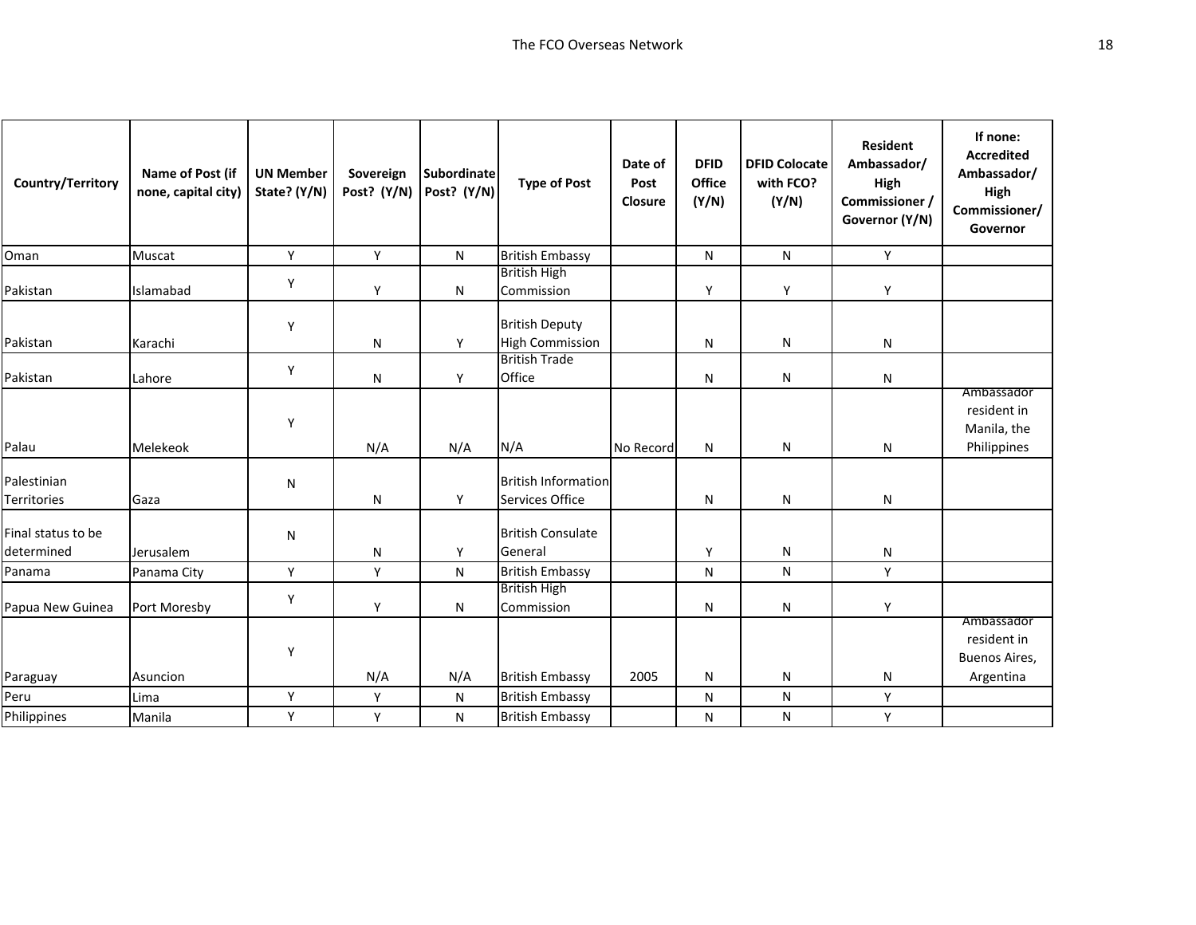| Country/Territory | Name of Post (if none, capital city) | UN Member State? (Y/N) | Sovereign Post? (Y/N) | Subordinate Post? (Y/N) | Type of Post | Date of Post Closure | DFID Office (Y/N) | DFID Colocate with FCO? (Y/N) | Resident Ambassador/ High Commissioner / Governor (Y/N) | If none: Accredited Ambassador/ High Commissioner/ Governor |
|---|---|---|---|---|---|---|---|---|---|---|
| Oman | Muscat | Y | Y | N | British Embassy | | N | N | Y | |
| Pakistan | Islamabad | Y | Y | N | British High Commission | | Y | Y | Y | |
| Pakistan | Karachi | Y | N | Y | British Deputy High Commission | | N | N | N | |
| Pakistan | Lahore | Y | N | Y | British Trade Office | | N | N | N | |
| Palau | Melekeok | Y | N/A | N/A | N/A | No Record | N | N | N | Ambassador resident in Manila, the Philippines |
| Palestinian Territories | Gaza | N | N | Y | British Information Services Office | | N | N | N | |
| Final status to be determined | Jerusalem | N | N | Y | British Consulate General | | Y | N | N | |
| Panama | Panama City | Y | Y | N | British Embassy | | N | N | Y | |
| Papua New Guinea | Port Moresby | Y | Y | N | British High Commission | | N | N | Y | |
| Paraguay | Asuncion | Y | N/A | N/A | British Embassy | 2005 | N | N | N | Ambassador resident in Buenos Aires, Argentina |
| Peru | Lima | Y | Y | N | British Embassy | | N | N | Y | |
| Philippines | Manila | Y | Y | N | British Embassy | | N | N | Y | |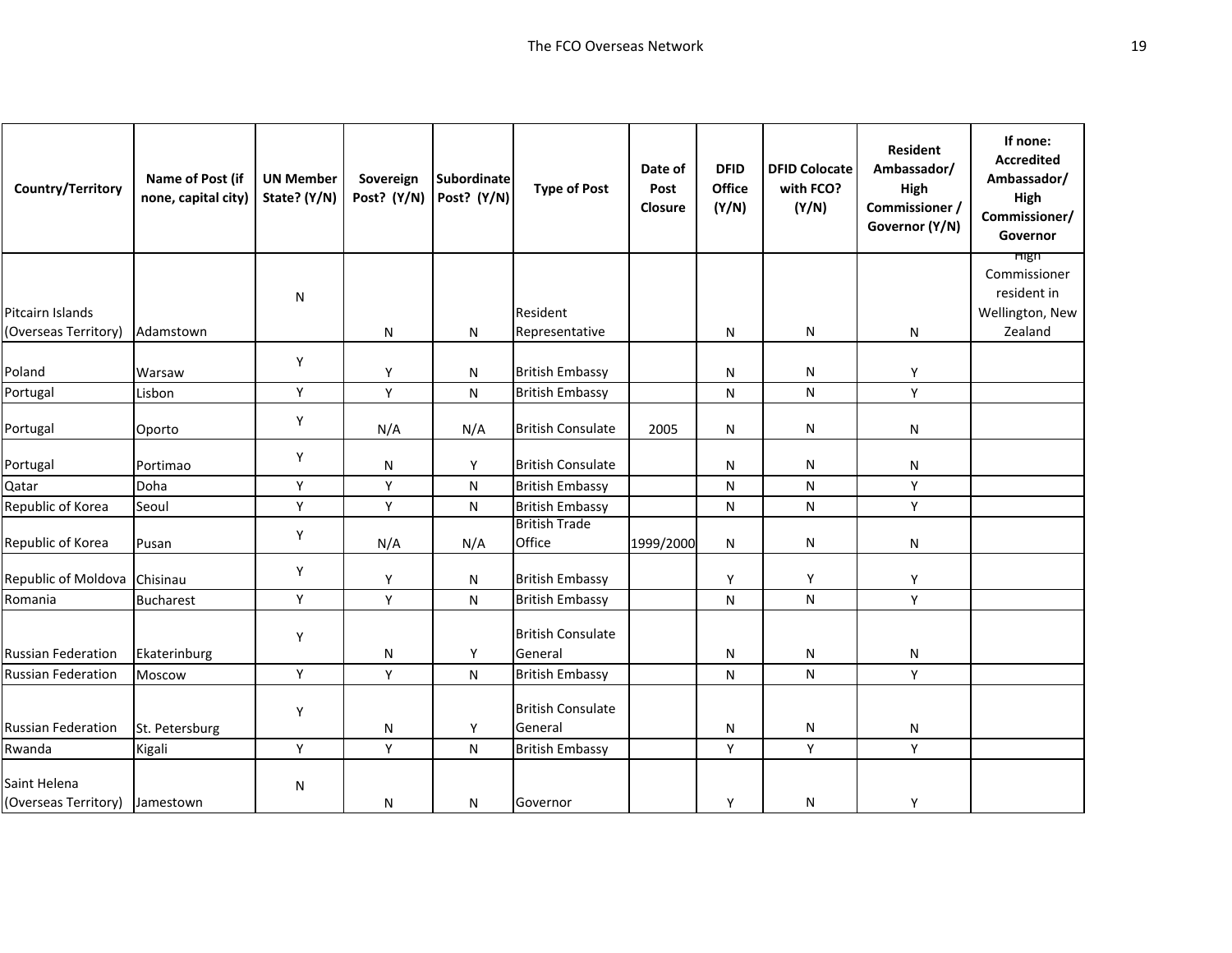| Country/Territory | Name of Post (if none, capital city) | UN Member State? (Y/N) | Sovereign Post? (Y/N) | Subordinate Post? (Y/N) | Type of Post | Date of Post Closure | DFID Office (Y/N) | DFID Colocate with FCO? (Y/N) | Resident Ambassador/ High Commissioner / Governor (Y/N) | If none: Accredited Ambassador/ High Commissioner/ Governor |
|---|---|---|---|---|---|---|---|---|---|---|
| Pitcairn Islands (Overseas Territory) | Adamstown | N | N | N | Resident Representative | | N | N | N | High Commissioner resident in Wellington, New Zealand |
| Poland | Warsaw | Y | Y | N | British Embassy | | N | N | Y | |
| Portugal | Lisbon | Y | Y | N | British Embassy | | N | N | Y | |
| Portugal | Oporto | Y | N/A | N/A | British Consulate | 2005 | N | N | N | |
| Portugal | Portimao | Y | N | Y | British Consulate | | N | N | N | |
| Qatar | Doha | Y | Y | N | British Embassy | | N | N | Y | |
| Republic of Korea | Seoul | Y | Y | N | British Embassy | | N | N | Y | |
| Republic of Korea | Pusan | Y | N/A | N/A | British Trade Office | 1999/2000 | N | N | N | |
| Republic of Moldova | Chisinau | Y | Y | N | British Embassy | | Y | Y | Y | |
| Romania | Bucharest | Y | Y | N | British Embassy | | N | N | Y | |
| Russian Federation | Ekaterinburg | Y | N | Y | British Consulate General | | N | N | N | |
| Russian Federation | Moscow | Y | Y | N | British Embassy | | N | N | Y | |
| Russian Federation | St. Petersburg | Y | N | Y | British Consulate General | | N | N | N | |
| Rwanda | Kigali | Y | Y | N | British Embassy | | Y | Y | Y | |
| Saint Helena (Overseas Territory) | Jamestown | N | N | N | Governor | | Y | N | Y | |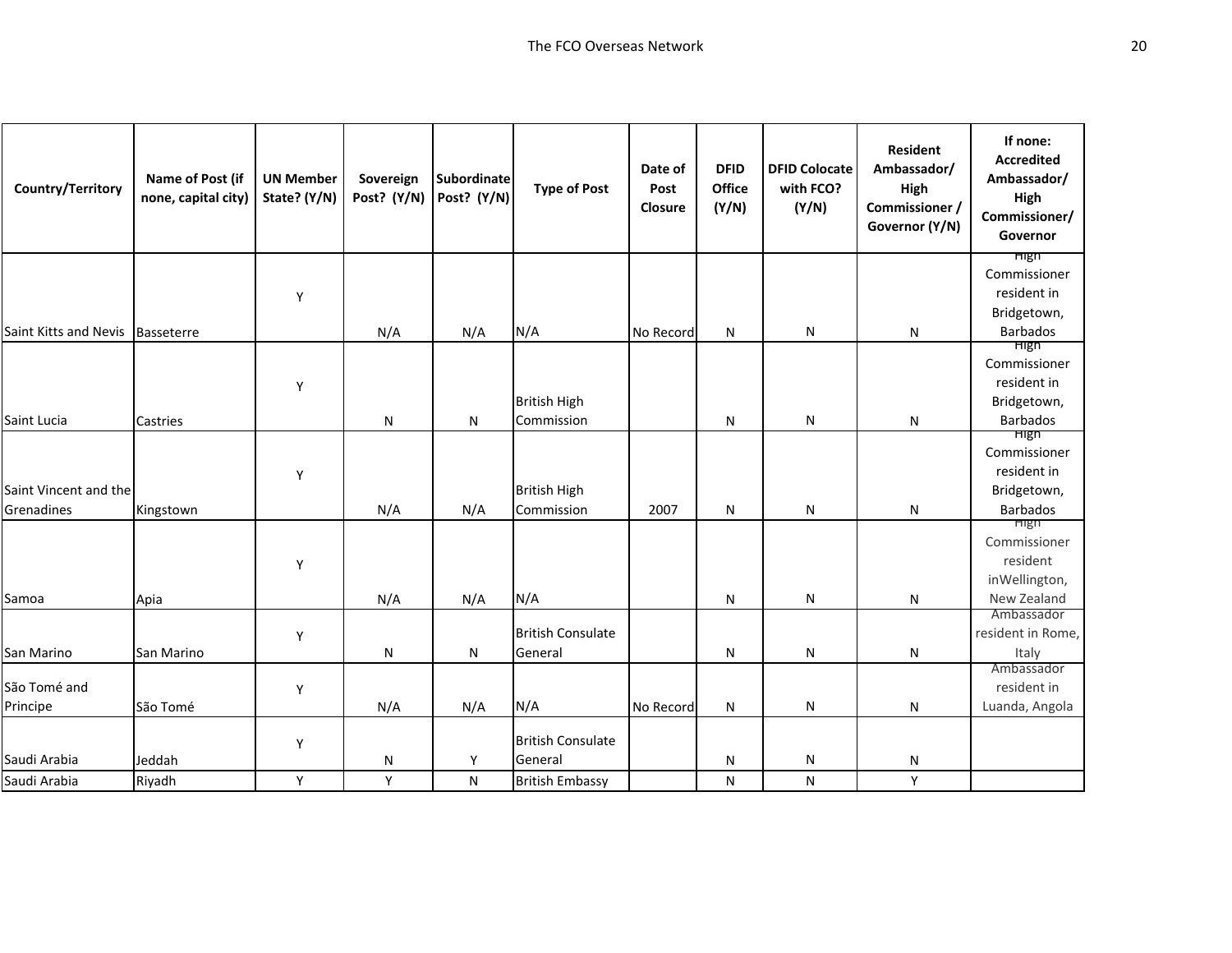| Country/Territory | Name of Post (if none, capital city) | UN Member State? (Y/N) | Sovereign Post? (Y/N) | Subordinate Post? (Y/N) | Type of Post | Date of Post Closure | DFID Office (Y/N) | DFID Colocate with FCO? (Y/N) | Resident Ambassador/ High Commissioner / Governor (Y/N) | If none: Accredited Ambassador/ High Commissioner/ Governor |
|---|---|---|---|---|---|---|---|---|---|---|
| Saint Kitts and Nevis | Basseterre | Y | N/A | N/A | N/A | No Record | N | N | N | High Commissioner resident in Bridgetown, Barbados |
| Saint Lucia | Castries | Y | N | N | British High Commission | | N | N | N | High Commissioner resident in Bridgetown, Barbados |
| Saint Vincent and the Grenadines | Kingstown | Y | N/A | N/A | British High Commission | 2007 | N | N | N | High Commissioner resident in Bridgetown, Barbados |
| Samoa | Apia | Y | N/A | N/A | N/A | | N | N | N | High Commissioner resident inWellington, New Zealand |
| San Marino | San Marino | Y | N | N | British Consulate General | | N | N | N | Ambassador resident in Rome, Italy |
| São Tomé and Principe | São Tomé | Y | N/A | N/A | N/A | No Record | N | N | N | Ambassador resident in Luanda, Angola |
| Saudi Arabia | Jeddah | Y | N | Y | British Consulate General | | N | N | N | |
| Saudi Arabia | Riyadh | Y | Y | N | British Embassy | | N | N | Y | |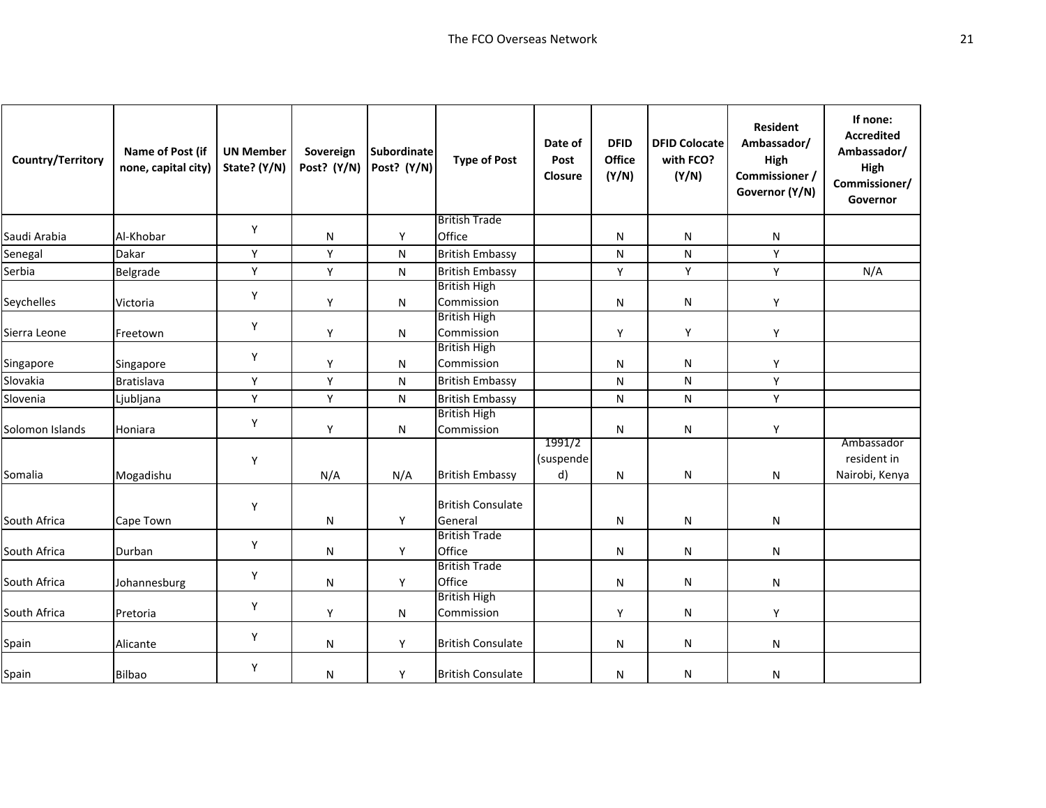| Country/Territory | Name of Post (if none, capital city) | UN Member State? (Y/N) | Sovereign Post? (Y/N) | Subordinate Post? (Y/N) | Type of Post | Date of Post Closure | DFID Office (Y/N) | DFID Colocate with FCO? (Y/N) | Resident Ambassador/ High Commissioner / Governor (Y/N) | If none: Accredited Ambassador/ High Commissioner/ Governor |
|---|---|---|---|---|---|---|---|---|---|---|
| Saudi Arabia | Al-Khobar | Y | N | Y | British Trade Office | | N | N | N | |
| Senegal | Dakar | Y | Y | N | British Embassy | | N | N | Y | |
| Serbia | Belgrade | Y | Y | N | British Embassy | | Y | Y | Y | N/A |
| Seychelles | Victoria | Y | Y | N | British High Commission | | N | N | Y | |
| Sierra Leone | Freetown | Y | Y | N | British High Commission | | Y | Y | Y | |
| Singapore | Singapore | Y | Y | N | British High Commission | | N | N | Y | |
| Slovakia | Bratislava | Y | Y | N | British Embassy | | N | N | Y | |
| Slovenia | Ljubljana | Y | Y | N | British Embassy | | N | N | Y | |
| Solomon Islands | Honiara | Y | Y | N | British High Commission | | N | N | Y | |
| Somalia | Mogadishu | Y | N/A | N/A | British Embassy | 1991/2 (suspended) | N | N | N | Ambassador resident in Nairobi, Kenya |
| South Africa | Cape Town | Y | N | Y | British Consulate General | | N | N | N | |
| South Africa | Durban | Y | N | Y | British Trade Office | | N | N | N | |
| South Africa | Johannesburg | Y | N | Y | British Trade Office | | N | N | N | |
| South Africa | Pretoria | Y | Y | N | British High Commission | | Y | N | Y | |
| Spain | Alicante | Y | N | Y | British Consulate | | N | N | N | |
| Spain | Bilbao | Y | N | Y | British Consulate | | N | N | N | |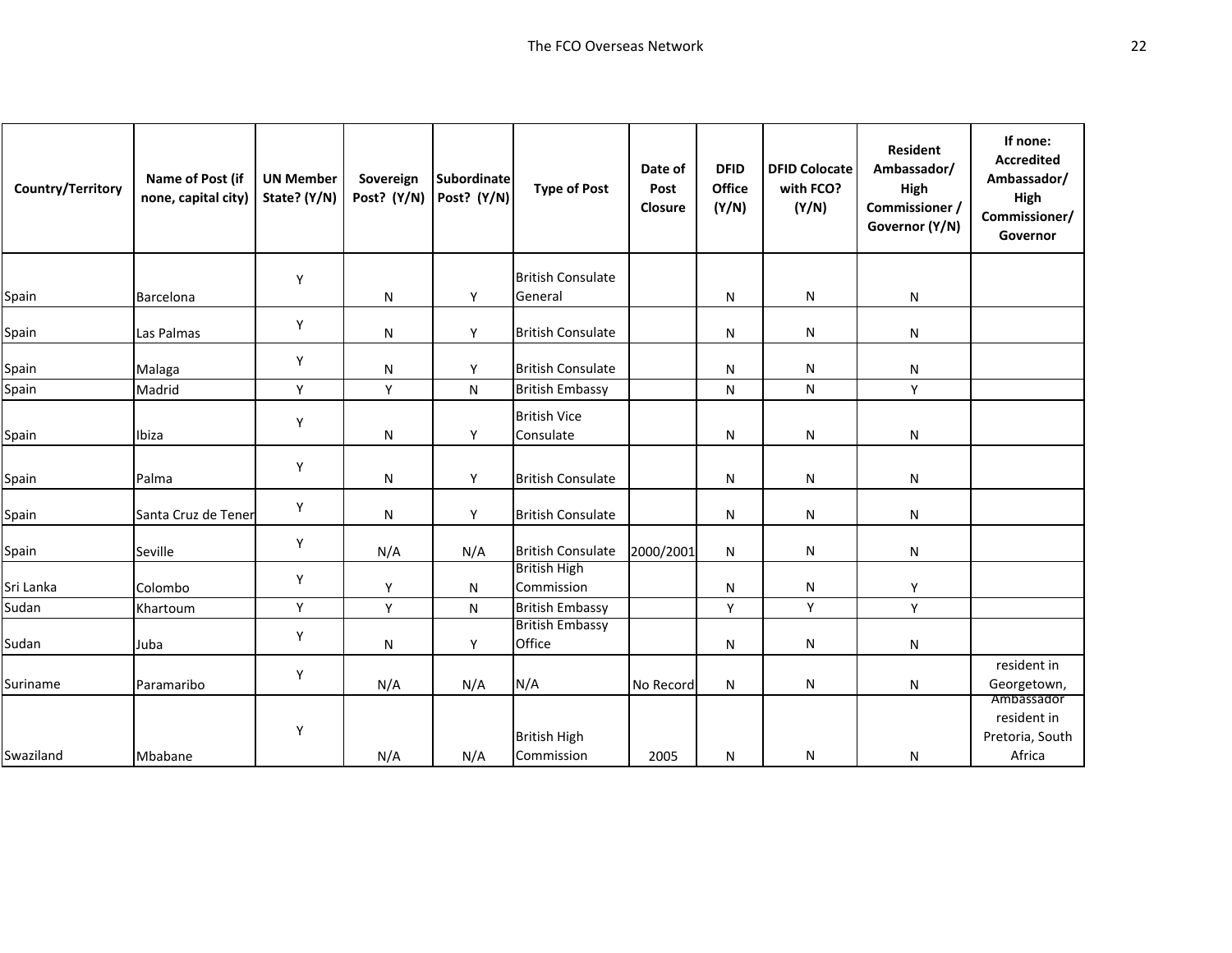| Country/Territory | Name of Post (if none, capital city) | UN Member State? (Y/N) | Sovereign Post? (Y/N) | Subordinate Post? (Y/N) | Type of Post | Date of Post Closure | DFID Office (Y/N) | DFID Colocate with FCO? (Y/N) | Resident Ambassador/ High Commissioner / Governor (Y/N) | If none: Accredited Ambassador/ High Commissioner/ Governor |
|---|---|---|---|---|---|---|---|---|---|---|
| Spain | Barcelona | Y | N | Y | British Consulate General | | N | N | N | |
| Spain | Las Palmas | Y | N | Y | British Consulate | | N | N | N | |
| Spain | Malaga | Y | N | Y | British Consulate | | N | N | N | |
| Spain | Madrid | Y | Y | N | British Embassy | | N | N | Y | |
| Spain | Ibiza | Y | N | Y | British Vice Consulate | | N | N | N | |
| Spain | Palma | Y | N | Y | British Consulate | | N | N | N | |
| Spain | Santa Cruz de Tener | Y | N | Y | British Consulate | | N | N | N | |
| Spain | Seville | Y | N/A | N/A | British Consulate | 2000/2001 | N | N | N | |
| Sri Lanka | Colombo | Y | Y | N | British High Commission | | N | N | Y | |
| Sudan | Khartoum | Y | Y | N | British Embassy | | Y | Y | Y | |
| Sudan | Juba | Y | N | Y | British Embassy Office | | N | N | N | |
| Suriname | Paramaribo | Y | N/A | N/A | N/A | No Record | N | N | N | resident in Georgetown, |
| Swaziland | Mbabane | Y | N/A | N/A | British High Commission | 2005 | N | N | N | Ambassador resident in Pretoria, South Africa |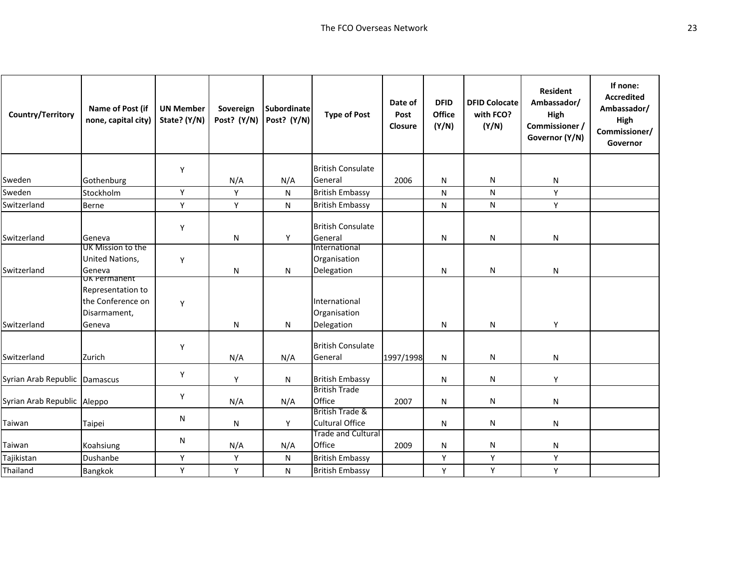| Country/Territory | Name of Post (if none, capital city) | UN Member State? (Y/N) | Sovereign Post? (Y/N) | Subordinate Post? (Y/N) | Type of Post | Date of Post Closure | DFID Office (Y/N) | DFID Colocate with FCO? (Y/N) | Resident Ambassador/ High Commissioner / Governor (Y/N) | If none: Accredited Ambassador/ High Commissioner/ Governor |
|---|---|---|---|---|---|---|---|---|---|---|
| Sweden | Gothenburg | Y | N/A | N/A | British Consulate General | 2006 | N | N | N | |
| Sweden | Stockholm | Y | Y | N | British Embassy | | N | N | Y | |
| Switzerland | Berne | Y | Y | N | British Embassy | | N | N | Y | |
| Switzerland | Geneva | Y | N | Y | British Consulate General | | N | N | N | |
| Switzerland | UK Mission to the United Nations, Geneva | Y | N | N | International Organisation Delegation | | N | N | N | |
| Switzerland | UK Permanent Representation to the Conference on Disarmament, Geneva | Y | N | N | International Organisation Delegation | | N | N | Y | |
| Switzerland | Zurich | Y | N/A | N/A | British Consulate General | 1997/1998 | N | N | N | |
| Syrian Arab Republic | Damascus | Y | Y | N | British Embassy | | N | N | Y | |
| Syrian Arab Republic | Aleppo | Y | N/A | N/A | British Trade Office | 2007 | N | N | N | |
| Taiwan | Taipei | N | N | Y | British Trade & Cultural Office | | N | N | N | |
| Taiwan | Koahsiung | N | N/A | N/A | Trade and Cultural Office | 2009 | N | N | N | |
| Tajikistan | Dushanbe | Y | Y | N | British Embassy | | Y | Y | Y | |
| Thailand | Bangkok | Y | Y | N | British Embassy | | Y | Y | Y | |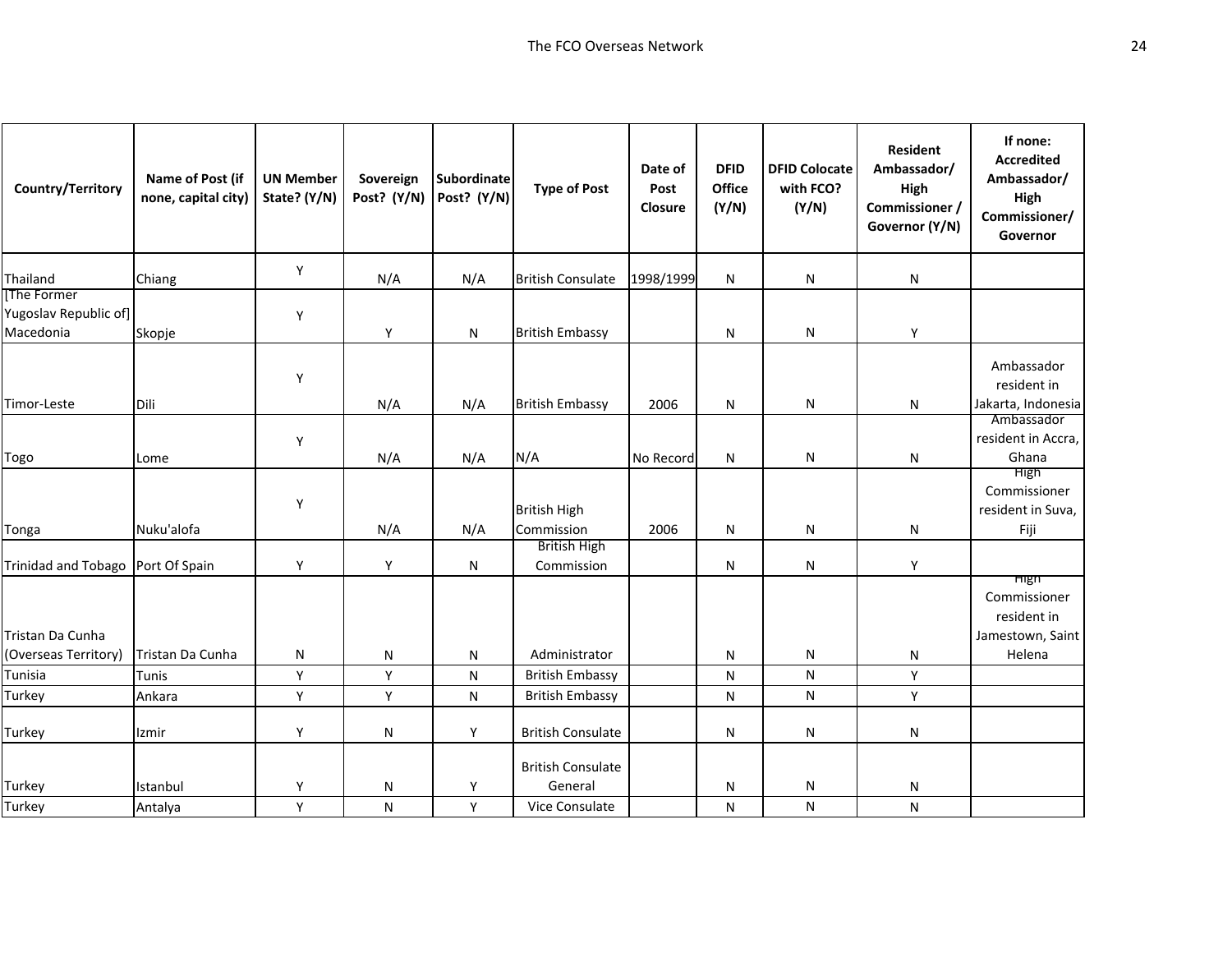| Country/Territory | Name of Post (if none, capital city) | UN Member State? (Y/N) | Sovereign Post? (Y/N) | Subordinate Post? (Y/N) | Type of Post | Date of Post Closure | DFID Office (Y/N) | DFID Colocate with FCO? (Y/N) | Resident Ambassador/ High Commissioner / Governor (Y/N) | If none: Accredited Ambassador/ High Commissioner/ Governor |
|---|---|---|---|---|---|---|---|---|---|---|
| Thailand | Chiang | Y | N/A | N/A | British Consulate | 1998/1999 | N | N | N | |
| [The Former Yugoslav Republic of] Macedonia | Skopje | Y | Y | N | British Embassy | | N | N | Y | |
| Timor-Leste | Dili | Y | N/A | N/A | British Embassy | 2006 | N | N | N | Ambassador resident in Jakarta, Indonesia |
| Togo | Lome | Y | N/A | N/A | N/A | No Record | N | N | N | Ambassador resident in Accra, Ghana |
| Tonga | Nuku'alofa | Y | N/A | N/A | British High Commission | 2006 | N | N | N | High Commissioner resident in Suva, Fiji |
| Trinidad and Tobago | Port Of Spain | Y | Y | N | British High Commission | | N | N | Y | |
| Tristan Da Cunha (Overseas Territory) | Tristan Da Cunha | N | N | N | Administrator | | N | N | N | High Commissioner resident in Jamestown, Saint Helena |
| Tunisia | Tunis | Y | Y | N | British Embassy | | N | N | Y | |
| Turkey | Ankara | Y | Y | N | British Embassy | | N | N | Y | |
| Turkey | Izmir | Y | N | Y | British Consulate | | N | N | N | |
| Turkey | Istanbul | Y | N | Y | British Consulate General | | N | N | N | |
| Turkey | Antalya | Y | N | Y | Vice Consulate | | N | N | N | |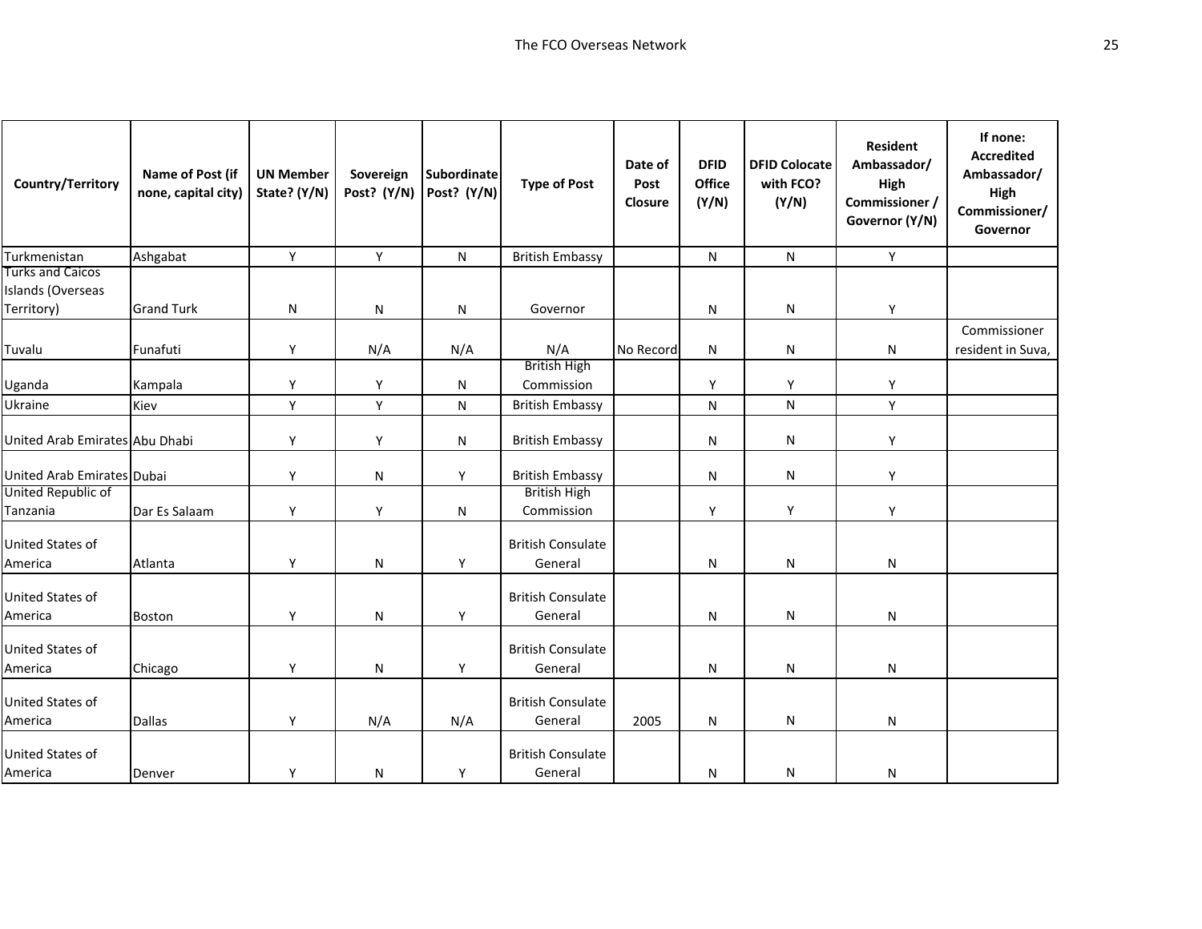| Country/Territory | Name of Post (if none, capital city) | UN Member State? (Y/N) | Sovereign Post? (Y/N) | Subordinate Post? (Y/N) | Type of Post | Date of Post Closure | DFID Office (Y/N) | DFID Colocate with FCO? (Y/N) | Resident Ambassador/ High Commissioner / Governor (Y/N) | If none: Accredited Ambassador/ High Commissioner/ Governor |
|---|---|---|---|---|---|---|---|---|---|---|
| Turkmenistan | Ashgabat | Y | Y | N | British Embassy | | N | N | Y | |
| Turks and Caicos Islands (Overseas Territory) | Grand Turk | N | N | N | Governor | | N | N | Y | |
| Tuvalu | Funafuti | Y | N/A | N/A | N/A | No Record | N | N | N | Commissioner resident in Suva, |
| Uganda | Kampala | Y | Y | N | British High Commission | | Y | Y | Y | |
| Ukraine | Kiev | Y | Y | N | British Embassy | | N | N | Y | |
| United Arab Emirates | Abu Dhabi | Y | Y | N | British Embassy | | N | N | Y | |
| United Arab Emirates | Dubai | Y | N | Y | British Embassy | | N | N | Y | |
| United Republic of Tanzania | Dar Es Salaam | Y | Y | N | British High Commission | | Y | Y | Y | |
| United States of America | Atlanta | Y | N | Y | British Consulate General | | N | N | N | |
| United States of America | Boston | Y | N | Y | British Consulate General | | N | N | N | |
| United States of America | Chicago | Y | N | Y | British Consulate General | | N | N | N | |
| United States of America | Dallas | Y | N/A | N/A | British Consulate General | 2005 | N | N | N | |
| United States of America | Denver | Y | N | Y | British Consulate General | | N | N | N | |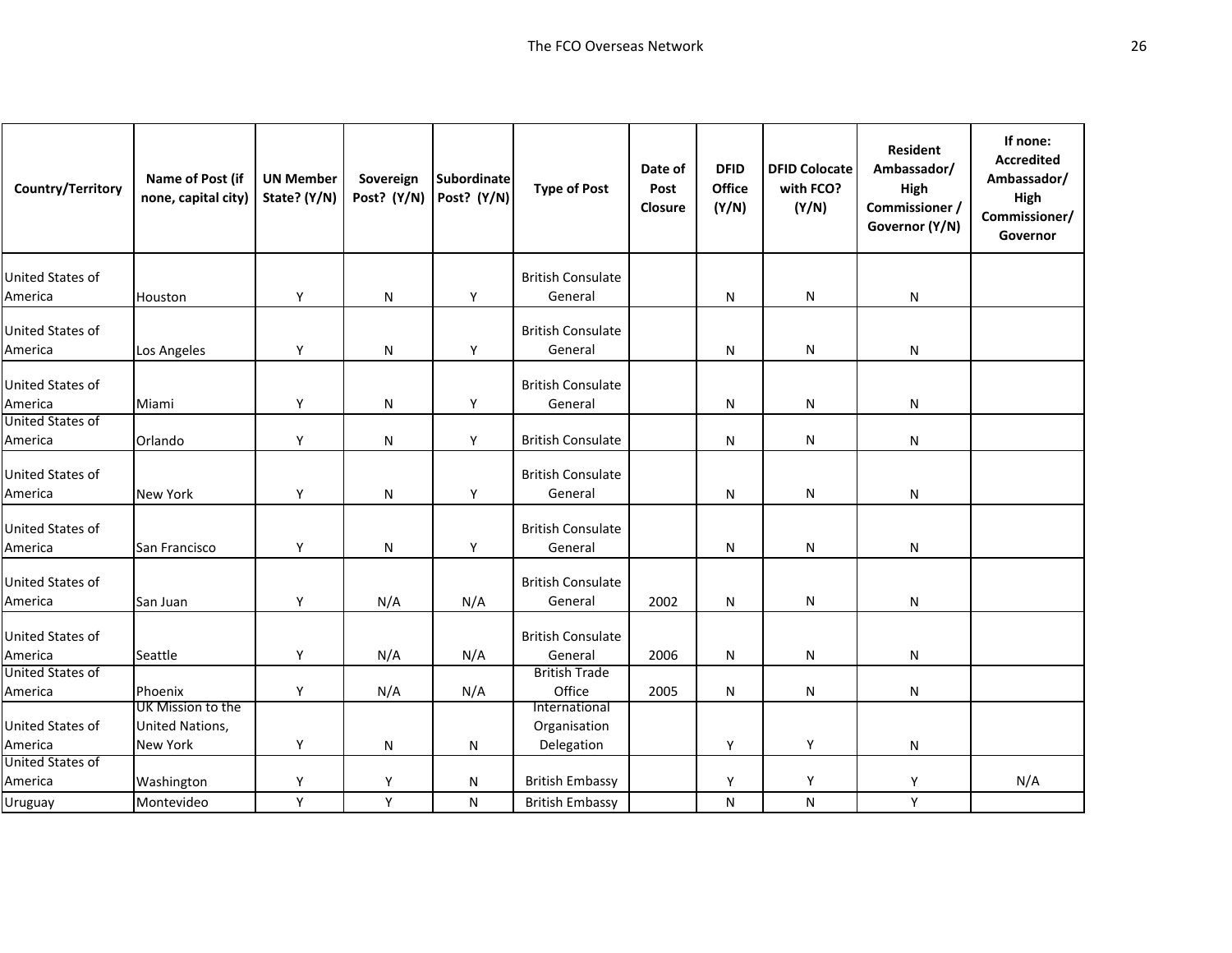| Country/Territory | Name of Post (if none, capital city) | UN Member State? (Y/N) | Sovereign Post? (Y/N) | Subordinate Post? (Y/N) | Type of Post | Date of Post Closure | DFID Office (Y/N) | DFID Colocate with FCO? (Y/N) | Resident Ambassador/ High Commissioner / Governor (Y/N) | If none: Accredited Ambassador/ High Commissioner/ Governor |
|---|---|---|---|---|---|---|---|---|---|---|
| United States of America | Houston | Y | N | Y | British Consulate General | | N | N | N | |
| United States of America | Los Angeles | Y | N | Y | British Consulate General | | N | N | N | |
| United States of America | Miami | Y | N | Y | British Consulate General | | N | N | N | |
| United States of America | Orlando | Y | N | Y | British Consulate | | N | N | N | |
| United States of America | New York | Y | N | Y | British Consulate General | | N | N | N | |
| United States of America | San Francisco | Y | N | Y | British Consulate General | | N | N | N | |
| United States of America | San Juan | Y | N/A | N/A | British Consulate General | 2002 | N | N | N | |
| United States of America | Seattle | Y | N/A | N/A | British Consulate General | 2006 | N | N | N | |
| United States of America | Phoenix | Y | N/A | N/A | British Trade Office | 2005 | N | N | N | |
| United States of America | UK Mission to the United Nations, New York | Y | N | N | International Organisation Delegation | | Y | Y | N | |
| United States of America | Washington | Y | Y | N | British Embassy | | Y | Y | Y | N/A |
| Uruguay | Montevideo | Y | Y | N | British Embassy | | N | N | Y | |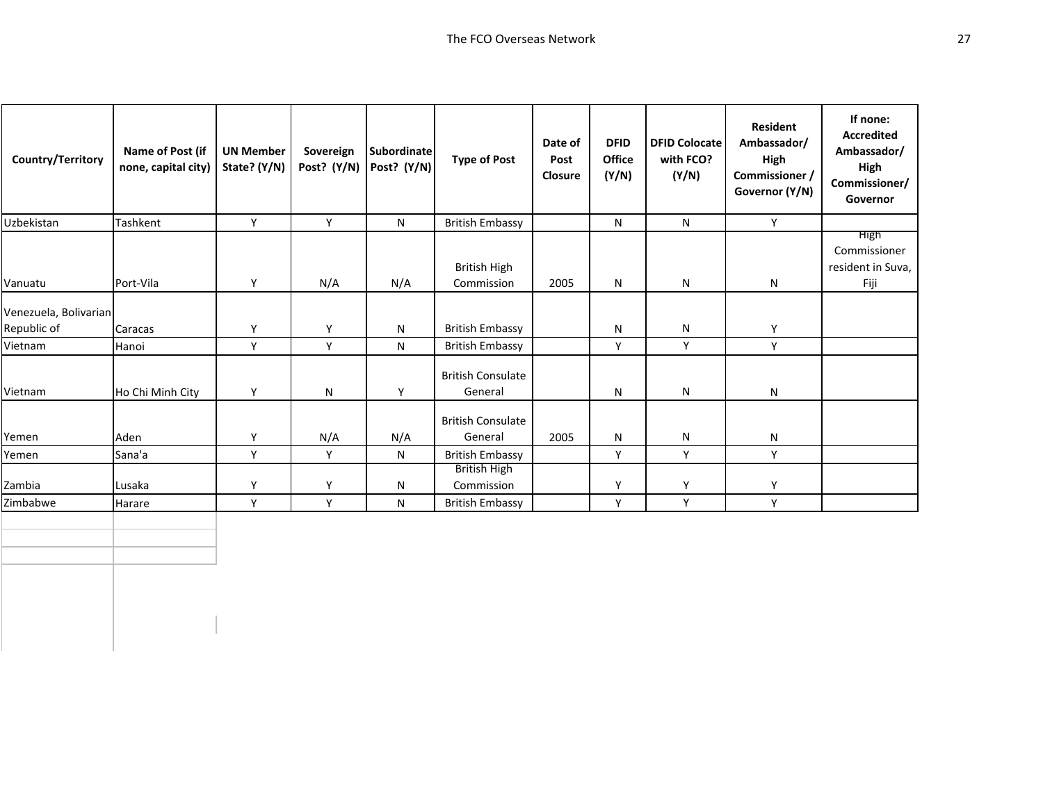| Country/Territory | Name of Post (if none, capital city) | UN Member State? (Y/N) | Sovereign Post? (Y/N) | Subordinate Post? (Y/N) | Type of Post | Date of Post Closure | DFID Office (Y/N) | DFID Colocate with FCO? (Y/N) | Resident Ambassador/ High Commissioner / Governor (Y/N) | If none: Accredited Ambassador/ High Commissioner/ Governor |
|---|---|---|---|---|---|---|---|---|---|---|
| Uzbekistan | Tashkent | Y | Y | N | British Embassy | | N | N | Y | |
| Vanuatu | Port-Vila | Y | N/A | N/A | British High Commission | 2005 | N | N | N | High Commissioner resident in Suva, Fiji |
| Venezuela, Bolivarian Republic of | Caracas | Y | Y | N | British Embassy | | N | N | Y | |
| Vietnam | Hanoi | Y | Y | N | British Embassy | | Y | Y | Y | |
| Vietnam | Ho Chi Minh City | Y | N | Y | British Consulate General | | N | N | N | |
| Yemen | Aden | Y | N/A | N/A | British Consulate General | 2005 | N | N | N | |
| Yemen | Sana'a | Y | Y | N | British Embassy | | Y | Y | Y | |
| Zambia | Lusaka | Y | Y | N | British High Commission | | Y | Y | Y | |
| Zimbabwe | Harare | Y | Y | N | British Embassy | | Y | Y | Y | |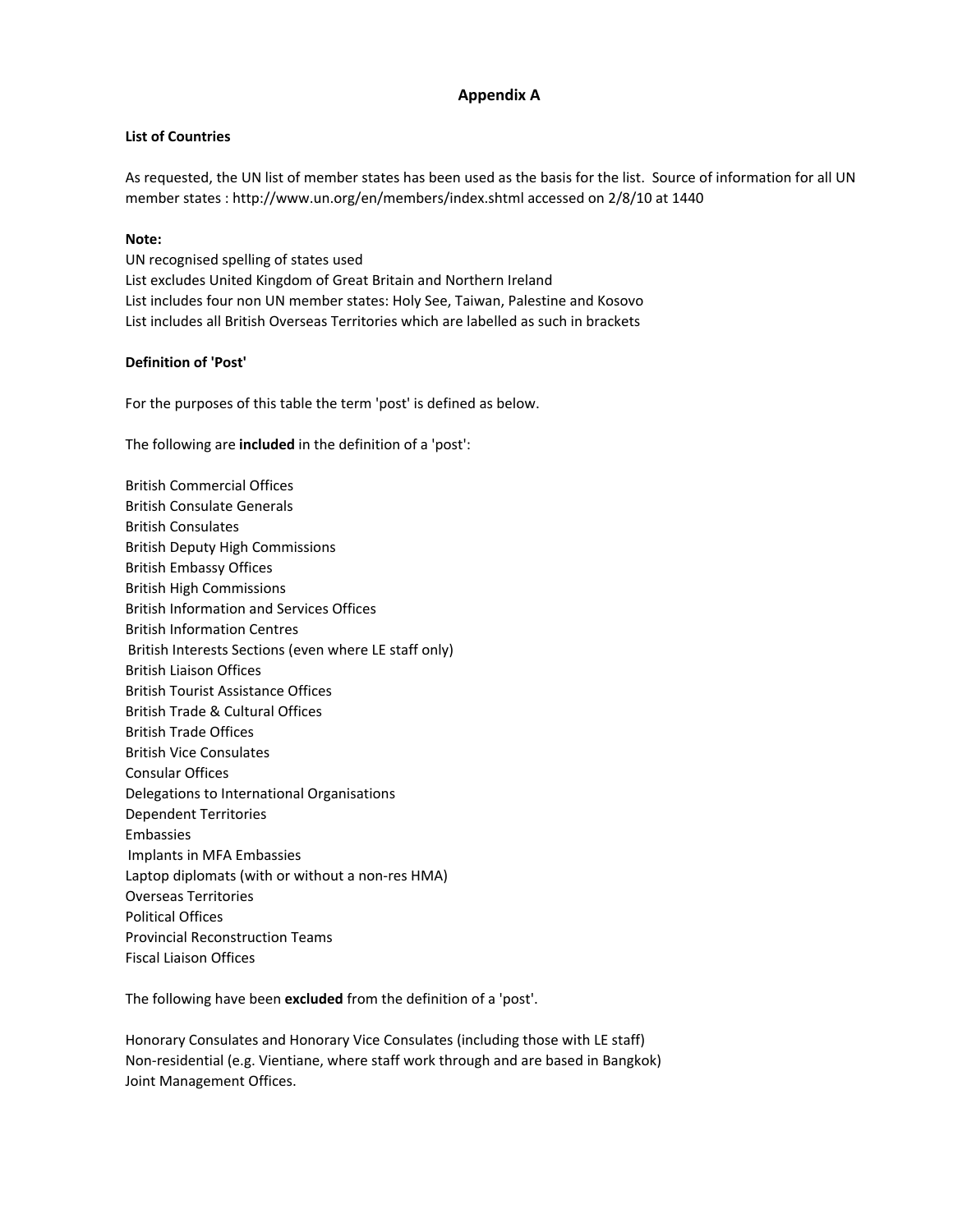# Appendix A

**List of Countries**

As requested, the UN list of member states has been used as the basis for the list. Source of information for all UN member states : http://www.un.org/en/members/index.shtml accessed on 2/8/10 at 1440

**Note:**

UN recognised spelling of states used
List excludes United Kingdom of Great Britain and Northern Ireland
List includes four non UN member states: Holy See, Taiwan, Palestine and Kosovo
List includes all British Overseas Territories which are labelled as such in brackets

**Definition of 'Post'**

For the purposes of this table the term 'post' is defined as below.

The following are **included** in the definition of a 'post':

British Commercial Offices
British Consulate Generals
British Consulates
British Deputy High Commissions
British Embassy Offices
British High Commissions
British Information and Services Offices
British Information Centres
British Interests Sections (even where LE staff only)
British Liaison Offices
British Tourist Assistance Offices
British Trade & Cultural Offices
British Trade Offices
British Vice Consulates
Consular Offices
Delegations to International Organisations
Dependent Territories
Embassies
Implants in MFA Embassies
Laptop diplomats (with or without a non-res HMA)
Overseas Territories
Political Offices
Provincial Reconstruction Teams
Fiscal Liaison Offices

The following have been **excluded** from the definition of a 'post'.

Honorary Consulates and Honorary Vice Consulates (including those with LE staff)
Non-residential (e.g. Vientiane, where staff work through and are based in Bangkok)
Joint Management Offices.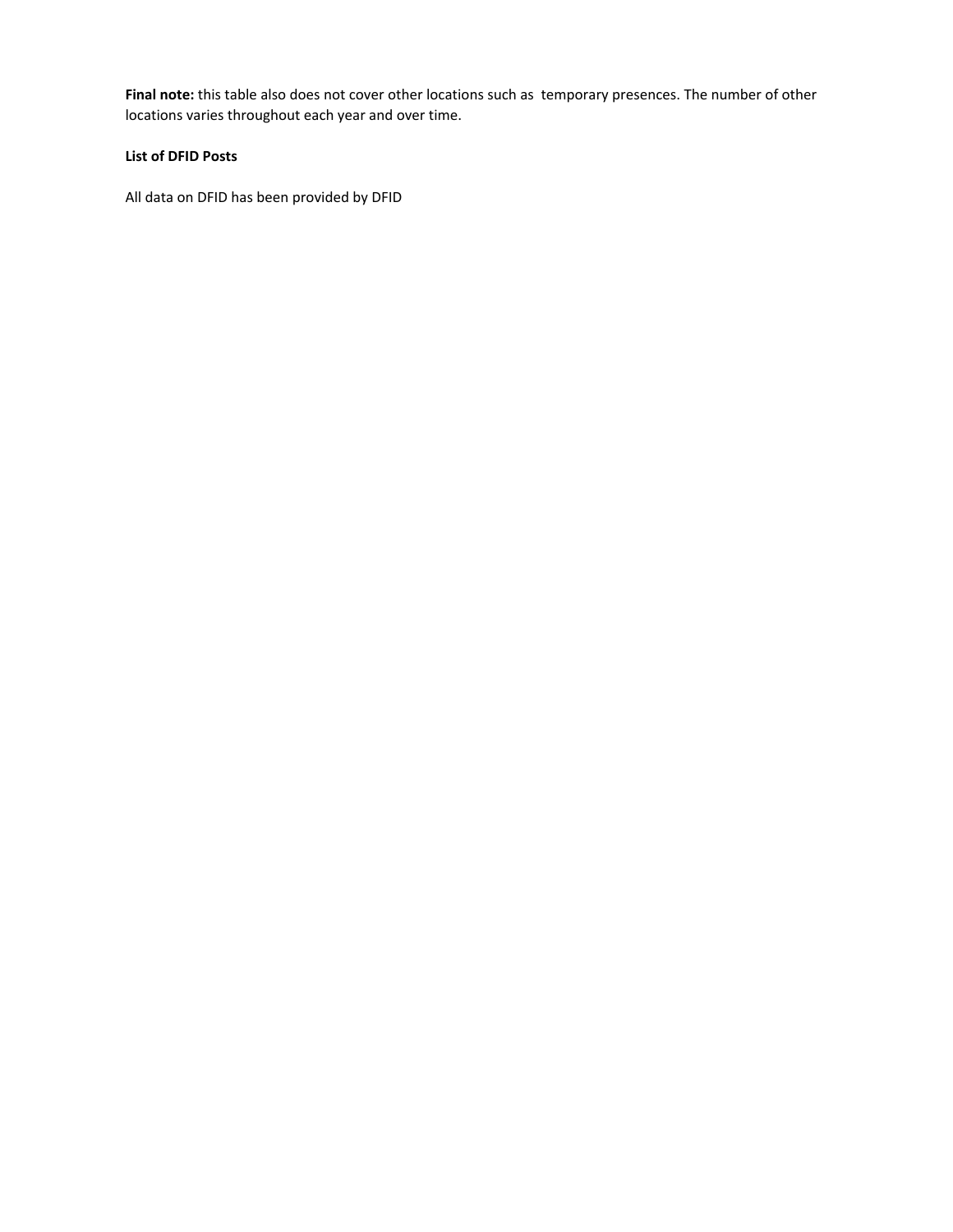**Final note:** this table also does not cover other locations such as  temporary presences. The number of other locations varies throughout each year and over time.

**List of DFID Posts**

All data on DFID has been provided by DFID